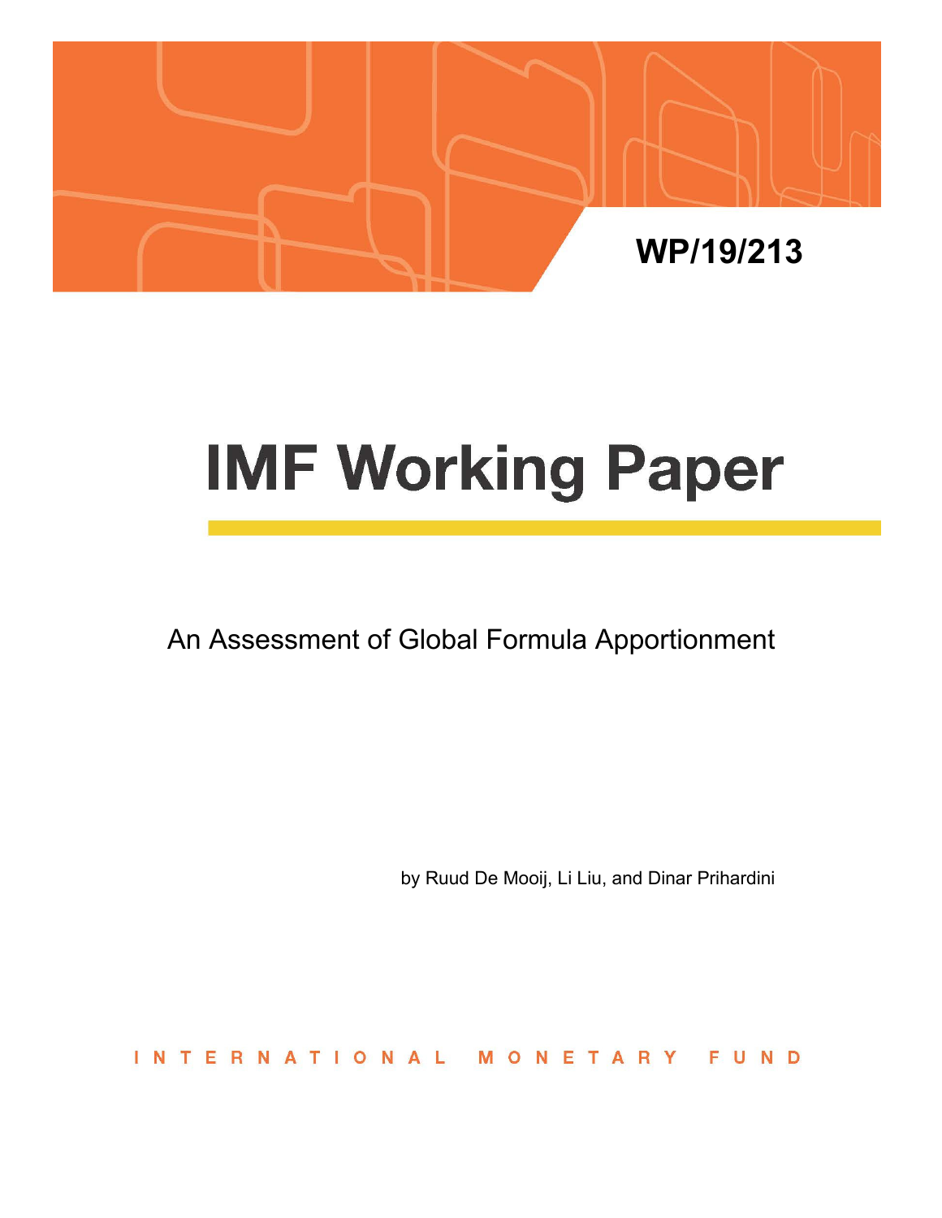WP/19/213

# IMF Working Paper

An Assessment of Global Formula Apportionment

by Ruud De Mooij, Li Liu, and Dinar Prihardini

INTERNATIONAL MONETARY FUND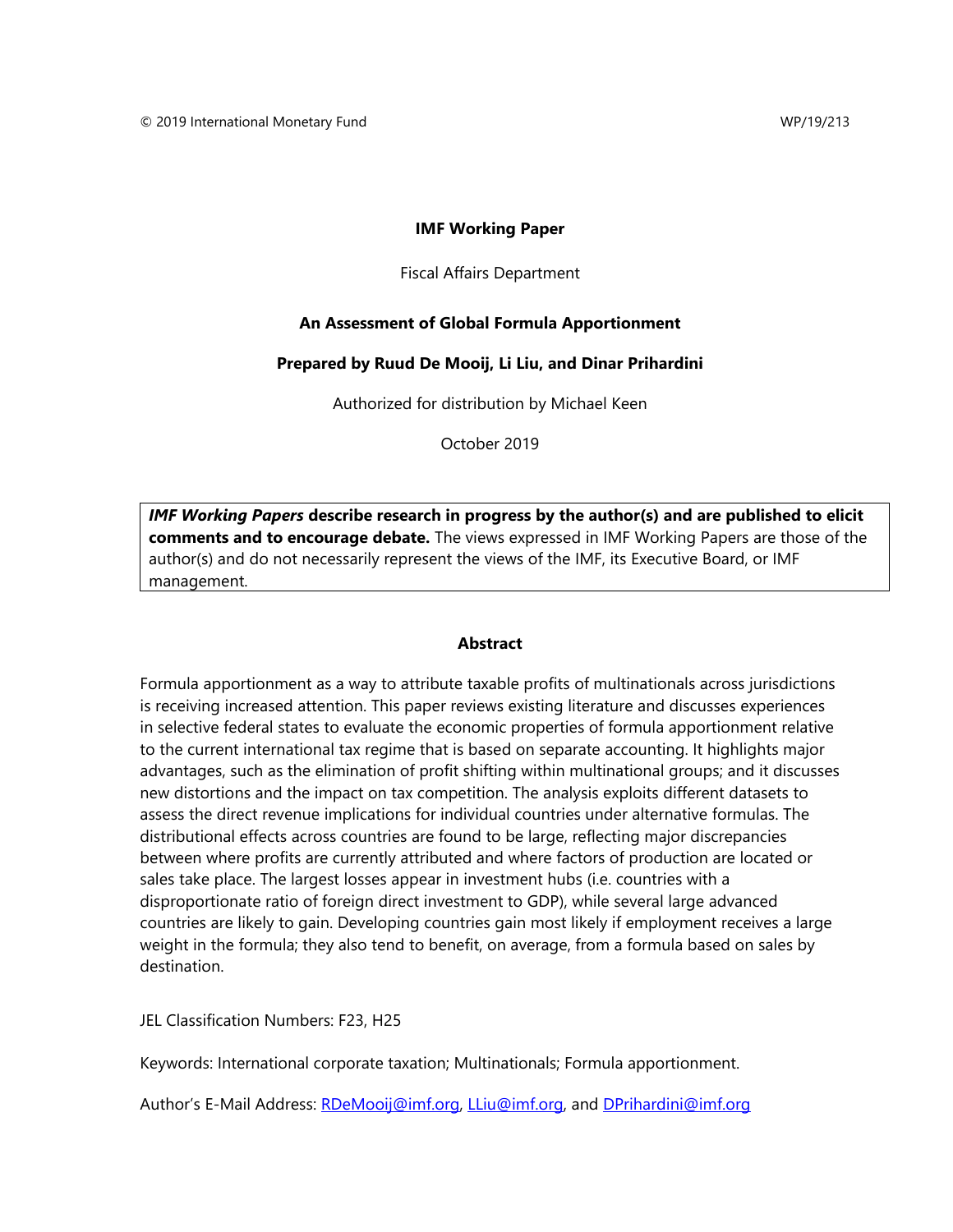© 2019 International Monetary Fund WP/19/213

**IMF Working Paper**

Fiscal Affairs Department

**An Assessment of Global Formula Apportionment**

**Prepared by Ruud De Mooij, Li Liu, and Dinar Prihardini**

Authorized for distribution by Michael Keen

October 2019

***IMF Working Papers* describe research in progress by the author(s) and are published to elicit comments and to encourage debate.** The views expressed in IMF Working Papers are those of the author(s) and do not necessarily represent the views of the IMF, its Executive Board, or IMF management.

**Abstract**

Formula apportionment as a way to attribute taxable profits of multinationals across jurisdictions is receiving increased attention. This paper reviews existing literature and discusses experiences in selective federal states to evaluate the economic properties of formula apportionment relative to the current international tax regime that is based on separate accounting. It highlights major advantages, such as the elimination of profit shifting within multinational groups; and it discusses new distortions and the impact on tax competition. The analysis exploits different datasets to assess the direct revenue implications for individual countries under alternative formulas. The distributional effects across countries are found to be large, reflecting major discrepancies between where profits are currently attributed and where factors of production are located or sales take place. The largest losses appear in investment hubs (i.e. countries with a disproportionate ratio of foreign direct investment to GDP), while several large advanced countries are likely to gain. Developing countries gain most likely if employment receives a large weight in the formula; they also tend to benefit, on average, from a formula based on sales by destination.

JEL Classification Numbers: F23, H25

Keywords: International corporate taxation; Multinationals; Formula apportionment.

Author's E-Mail Address: RDeMooij@imf.org, LLiu@imf.org, and DPrihardini@imf.org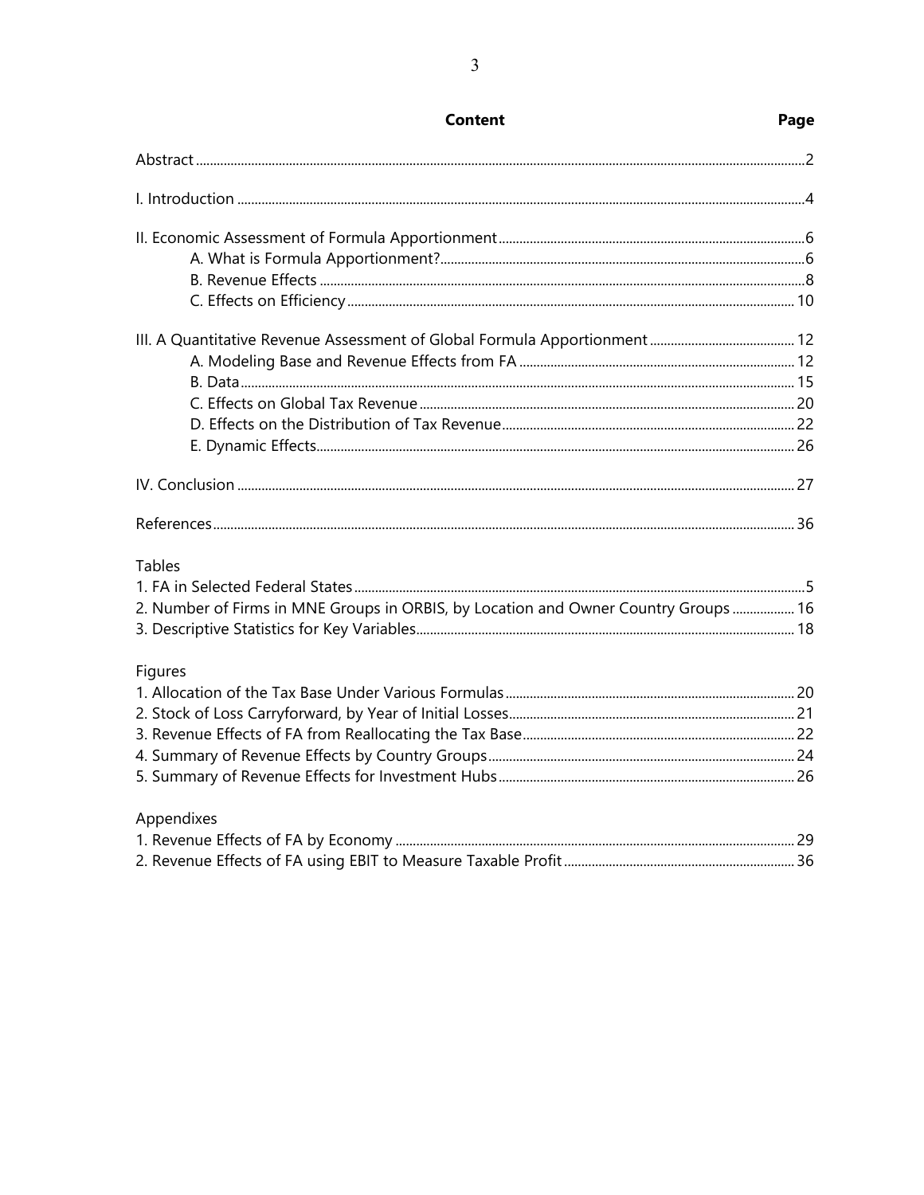## Content

| | Page |
|---|---|
| Abstract | 2 |
| I. Introduction | 4 |
| II. Economic Assessment of Formula Apportionment | 6 |
| A. What is Formula Apportionment? | 6 |
| B. Revenue Effects | 8 |
| C. Effects on Efficiency | 10 |
| III. A Quantitative Revenue Assessment of Global Formula Apportionment | 12 |
| A. Modeling Base and Revenue Effects from FA | 12 |
| B. Data | 15 |
| C. Effects on Global Tax Revenue | 20 |
| D. Effects on the Distribution of Tax Revenue | 22 |
| E. Dynamic Effects | 26 |
| IV. Conclusion | 27 |
| References | 36 |

Tables

| | |
|---|---|
| 1. FA in Selected Federal States | 5 |
| 2. Number of Firms in MNE Groups in ORBIS, by Location and Owner Country Groups | 16 |
| 3. Descriptive Statistics for Key Variables | 18 |

Figures

| | |
|---|---|
| 1. Allocation of the Tax Base Under Various Formulas | 20 |
| 2. Stock of Loss Carryforward, by Year of Initial Losses | 21 |
| 3. Revenue Effects of FA from Reallocating the Tax Base | 22 |
| 4. Summary of Revenue Effects by Country Groups | 24 |
| 5. Summary of Revenue Effects for Investment Hubs | 26 |

Appendixes

| | |
|---|---|
| 1. Revenue Effects of FA by Economy | 29 |
| 2. Revenue Effects of FA using EBIT to Measure Taxable Profit | 36 |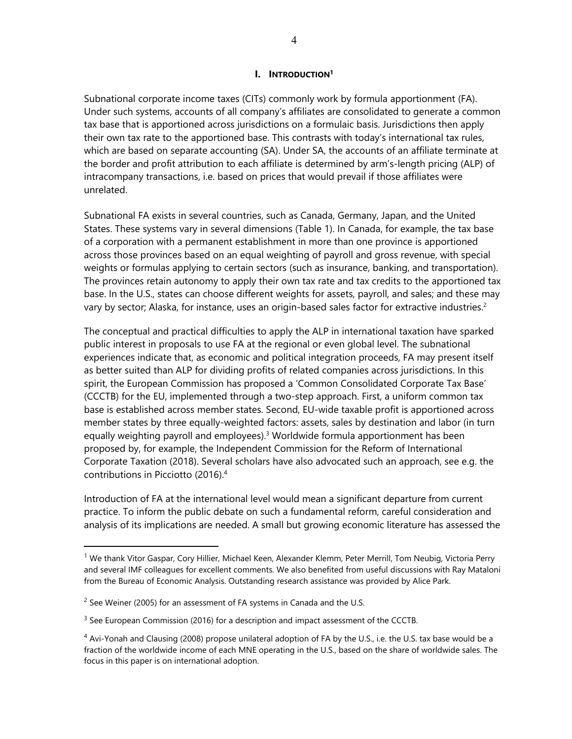## I. INTRODUCTION[1]

Subnational corporate income taxes (CITs) commonly work by formula apportionment (FA). Under such systems, accounts of all company's affiliates are consolidated to generate a common tax base that is apportioned across jurisdictions on a formulaic basis. Jurisdictions then apply their own tax rate to the apportioned base. This contrasts with today's international tax rules, which are based on separate accounting (SA). Under SA, the accounts of an affiliate terminate at the border and profit attribution to each affiliate is determined by arm's-length pricing (ALP) of intracompany transactions, i.e. based on prices that would prevail if those affiliates were unrelated.

Subnational FA exists in several countries, such as Canada, Germany, Japan, and the United States. These systems vary in several dimensions (Table 1). In Canada, for example, the tax base of a corporation with a permanent establishment in more than one province is apportioned across those provinces based on an equal weighting of payroll and gross revenue, with special weights or formulas applying to certain sectors (such as insurance, banking, and transportation). The provinces retain autonomy to apply their own tax rate and tax credits to the apportioned tax base. In the U.S., states can choose different weights for assets, payroll, and sales; and these may vary by sector; Alaska, for instance, uses an origin-based sales factor for extractive industries.[2]

The conceptual and practical difficulties to apply the ALP in international taxation have sparked public interest in proposals to use FA at the regional or even global level. The subnational experiences indicate that, as economic and political integration proceeds, FA may present itself as better suited than ALP for dividing profits of related companies across jurisdictions. In this spirit, the European Commission has proposed a 'Common Consolidated Corporate Tax Base' (CCCTB) for the EU, implemented through a two-step approach. First, a uniform common tax base is established across member states. Second, EU-wide taxable profit is apportioned across member states by three equally-weighted factors: assets, sales by destination and labor (in turn equally weighting payroll and employees).[3] Worldwide formula apportionment has been proposed by, for example, the Independent Commission for the Reform of International Corporate Taxation (2018). Several scholars have also advocated such an approach, see e.g. the contributions in Picciotto (2016).[4]

Introduction of FA at the international level would mean a significant departure from current practice. To inform the public debate on such a fundamental reform, careful consideration and analysis of its implications are needed. A small but growing economic literature has assessed the

---

[1] We thank Vitor Gaspar, Cory Hillier, Michael Keen, Alexander Klemm, Peter Merrill, Tom Neubig, Victoria Perry and several IMF colleagues for excellent comments. We also benefited from useful discussions with Ray Mataloni from the Bureau of Economic Analysis. Outstanding research assistance was provided by Alice Park.

[2] See Weiner (2005) for an assessment of FA systems in Canada and the U.S.

[3] See European Commission (2016) for a description and impact assessment of the CCCTB.

[4] Avi-Yonah and Clausing (2008) propose unilateral adoption of FA by the U.S., i.e. the U.S. tax base would be a fraction of the worldwide income of each MNE operating in the U.S., based on the share of worldwide sales. The focus in this paper is on international adoption.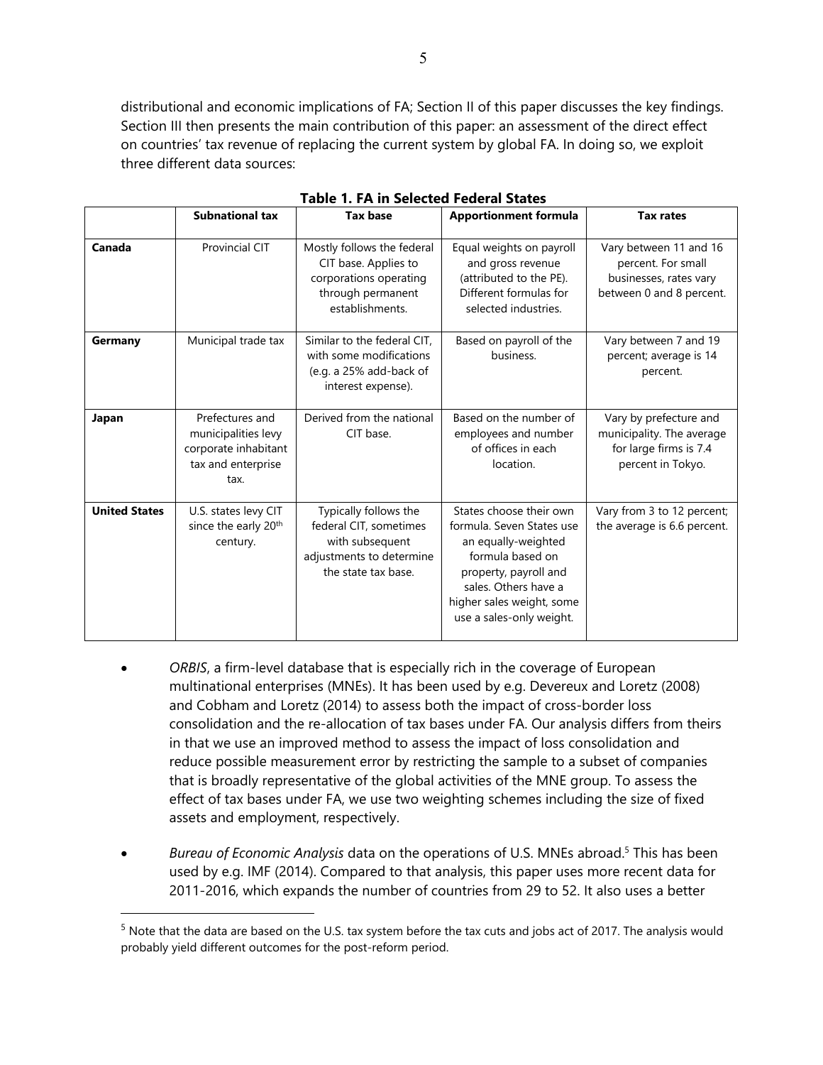distributional and economic implications of FA; Section II of this paper discusses the key findings. Section III then presents the main contribution of this paper: an assessment of the direct effect on countries' tax revenue of replacing the current system by global FA. In doing so, we exploit three different data sources:

**Table 1. FA in Selected Federal States**

| | Subnational tax | Tax base | Apportionment formula | Tax rates |
|---|---|---|---|---|
| **Canada** | Provincial CIT | Mostly follows the federal CIT base. Applies to corporations operating through permanent establishments. | Equal weights on payroll and gross revenue (attributed to the PE). Different formulas for selected industries. | Vary between 11 and 16 percent. For small businesses, rates vary between 0 and 8 percent. |
| **Germany** | Municipal trade tax | Similar to the federal CIT, with some modifications (e.g. a 25% add-back of interest expense). | Based on payroll of the business. | Vary between 7 and 19 percent; average is 14 percent. |
| **Japan** | Prefectures and municipalities levy corporate inhabitant tax and enterprise tax. | Derived from the national CIT base. | Based on the number of employees and number of offices in each location. | Vary by prefecture and municipality. The average for large firms is 7.4 percent in Tokyo. |
| **United States** | U.S. states levy CIT since the early 20th century. | Typically follows the federal CIT, sometimes with subsequent adjustments to determine the state tax base. | States choose their own formula. Seven States use an equally-weighted formula based on property, payroll and sales. Others have a higher sales weight, some use a sales-only weight. | Vary from 3 to 12 percent; the average is 6.6 percent. |

- *ORBIS*, a firm-level database that is especially rich in the coverage of European multinational enterprises (MNEs). It has been used by e.g. Devereux and Loretz (2008) and Cobham and Loretz (2014) to assess both the impact of cross-border loss consolidation and the re-allocation of tax bases under FA. Our analysis differs from theirs in that we use an improved method to assess the impact of loss consolidation and reduce possible measurement error by restricting the sample to a subset of companies that is broadly representative of the global activities of the MNE group. To assess the effect of tax bases under FA, we use two weighting schemes including the size of fixed assets and employment, respectively.

- *Bureau of Economic Analysis* data on the operations of U.S. MNEs abroad.[5] This has been used by e.g. IMF (2014). Compared to that analysis, this paper uses more recent data for 2011-2016, which expands the number of countries from 29 to 52. It also uses a better

[5] Note that the data are based on the U.S. tax system before the tax cuts and jobs act of 2017. The analysis would probably yield different outcomes for the post-reform period.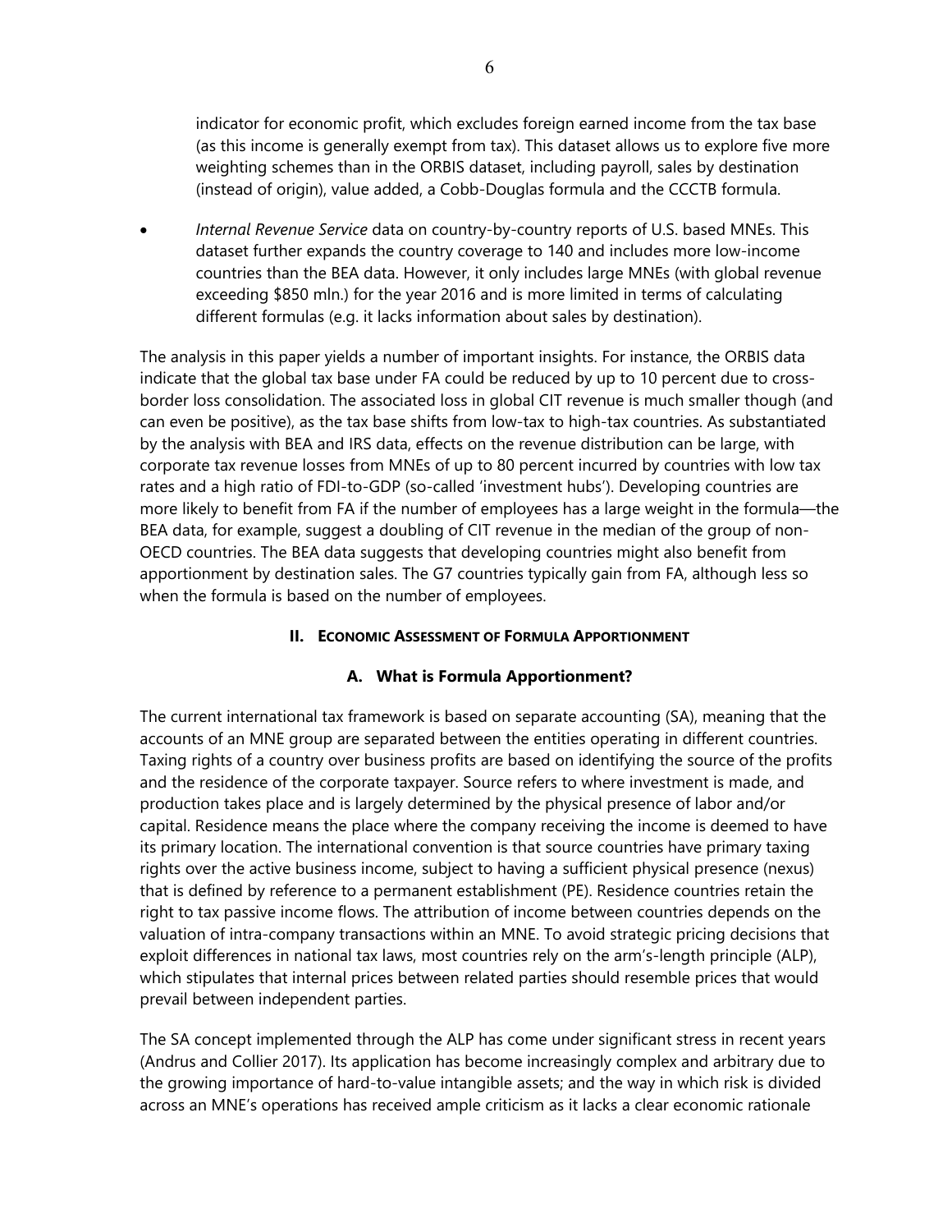indicator for economic profit, which excludes foreign earned income from the tax base (as this income is generally exempt from tax). This dataset allows us to explore five more weighting schemes than in the ORBIS dataset, including payroll, sales by destination (instead of origin), value added, a Cobb-Douglas formula and the CCCTB formula.

- *Internal Revenue Service* data on country-by-country reports of U.S. based MNEs. This dataset further expands the country coverage to 140 and includes more low-income countries than the BEA data. However, it only includes large MNEs (with global revenue exceeding $850 mln.) for the year 2016 and is more limited in terms of calculating different formulas (e.g. it lacks information about sales by destination).

The analysis in this paper yields a number of important insights. For instance, the ORBIS data indicate that the global tax base under FA could be reduced by up to 10 percent due to cross-border loss consolidation. The associated loss in global CIT revenue is much smaller though (and can even be positive), as the tax base shifts from low-tax to high-tax countries. As substantiated by the analysis with BEA and IRS data, effects on the revenue distribution can be large, with corporate tax revenue losses from MNEs of up to 80 percent incurred by countries with low tax rates and a high ratio of FDI-to-GDP (so-called 'investment hubs'). Developing countries are more likely to benefit from FA if the number of employees has a large weight in the formula—the BEA data, for example, suggest a doubling of CIT revenue in the median of the group of non-OECD countries. The BEA data suggests that developing countries might also benefit from apportionment by destination sales. The G7 countries typically gain from FA, although less so when the formula is based on the number of employees.

## II. Economic Assessment of Formula Apportionment

### A. What is Formula Apportionment?

The current international tax framework is based on separate accounting (SA), meaning that the accounts of an MNE group are separated between the entities operating in different countries. Taxing rights of a country over business profits are based on identifying the source of the profits and the residence of the corporate taxpayer. Source refers to where investment is made, and production takes place and is largely determined by the physical presence of labor and/or capital. Residence means the place where the company receiving the income is deemed to have its primary location. The international convention is that source countries have primary taxing rights over the active business income, subject to having a sufficient physical presence (nexus) that is defined by reference to a permanent establishment (PE). Residence countries retain the right to tax passive income flows. The attribution of income between countries depends on the valuation of intra-company transactions within an MNE. To avoid strategic pricing decisions that exploit differences in national tax laws, most countries rely on the arm's-length principle (ALP), which stipulates that internal prices between related parties should resemble prices that would prevail between independent parties.

The SA concept implemented through the ALP has come under significant stress in recent years (Andrus and Collier 2017). Its application has become increasingly complex and arbitrary due to the growing importance of hard-to-value intangible assets; and the way in which risk is divided across an MNE's operations has received ample criticism as it lacks a clear economic rationale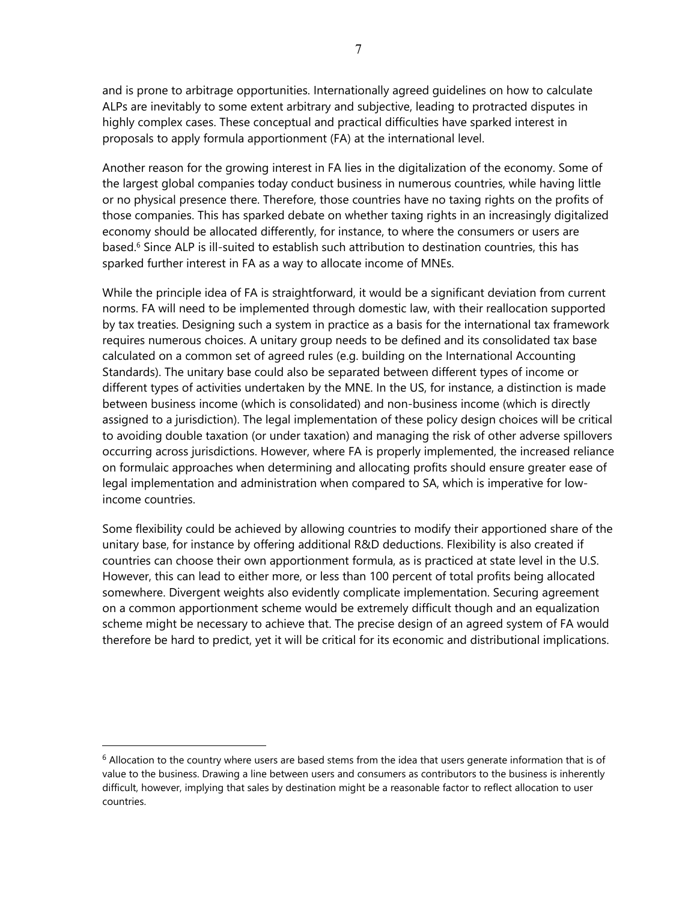and is prone to arbitrage opportunities. Internationally agreed guidelines on how to calculate ALPs are inevitably to some extent arbitrary and subjective, leading to protracted disputes in highly complex cases. These conceptual and practical difficulties have sparked interest in proposals to apply formula apportionment (FA) at the international level.

Another reason for the growing interest in FA lies in the digitalization of the economy. Some of the largest global companies today conduct business in numerous countries, while having little or no physical presence there. Therefore, those countries have no taxing rights on the profits of those companies. This has sparked debate on whether taxing rights in an increasingly digitalized economy should be allocated differently, for instance, to where the consumers or users are based.[6] Since ALP is ill-suited to establish such attribution to destination countries, this has sparked further interest in FA as a way to allocate income of MNEs.

While the principle idea of FA is straightforward, it would be a significant deviation from current norms. FA will need to be implemented through domestic law, with their reallocation supported by tax treaties. Designing such a system in practice as a basis for the international tax framework requires numerous choices. A unitary group needs to be defined and its consolidated tax base calculated on a common set of agreed rules (e.g. building on the International Accounting Standards). The unitary base could also be separated between different types of income or different types of activities undertaken by the MNE. In the US, for instance, a distinction is made between business income (which is consolidated) and non-business income (which is directly assigned to a jurisdiction). The legal implementation of these policy design choices will be critical to avoiding double taxation (or under taxation) and managing the risk of other adverse spillovers occurring across jurisdictions. However, where FA is properly implemented, the increased reliance on formulaic approaches when determining and allocating profits should ensure greater ease of legal implementation and administration when compared to SA, which is imperative for low-income countries.

Some flexibility could be achieved by allowing countries to modify their apportioned share of the unitary base, for instance by offering additional R&D deductions. Flexibility is also created if countries can choose their own apportionment formula, as is practiced at state level in the U.S. However, this can lead to either more, or less than 100 percent of total profits being allocated somewhere. Divergent weights also evidently complicate implementation. Securing agreement on a common apportionment scheme would be extremely difficult though and an equalization scheme might be necessary to achieve that. The precise design of an agreed system of FA would therefore be hard to predict, yet it will be critical for its economic and distributional implications.

---

[6] Allocation to the country where users are based stems from the idea that users generate information that is of value to the business. Drawing a line between users and consumers as contributors to the business is inherently difficult, however, implying that sales by destination might be a reasonable factor to reflect allocation to user countries.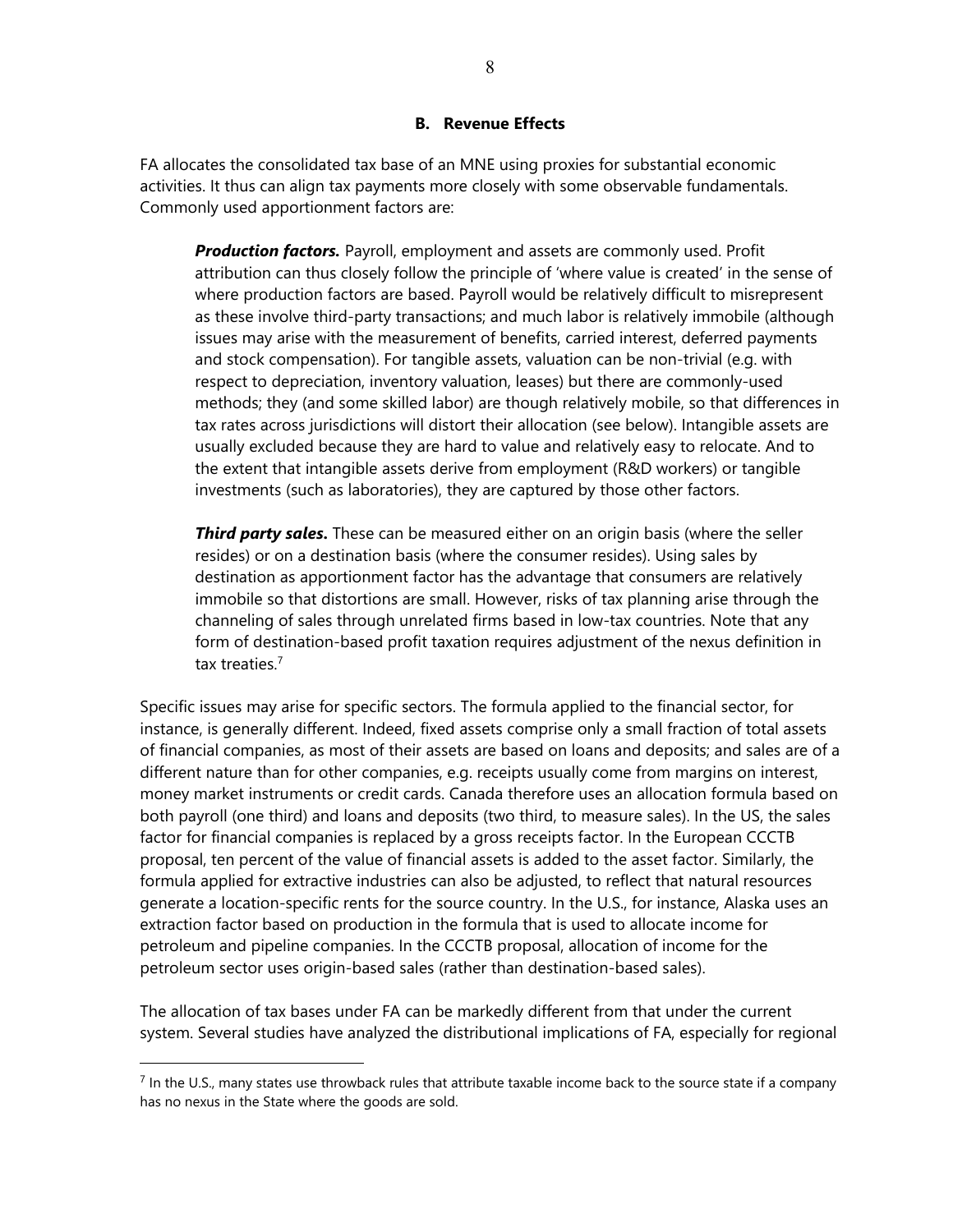### B. Revenue Effects

FA allocates the consolidated tax base of an MNE using proxies for substantial economic activities. It thus can align tax payments more closely with some observable fundamentals. Commonly used apportionment factors are:

> ***Production factors.*** Payroll, employment and assets are commonly used. Profit attribution can thus closely follow the principle of 'where value is created' in the sense of where production factors are based. Payroll would be relatively difficult to misrepresent as these involve third-party transactions; and much labor is relatively immobile (although issues may arise with the measurement of benefits, carried interest, deferred payments and stock compensation). For tangible assets, valuation can be non-trivial (e.g. with respect to depreciation, inventory valuation, leases) but there are commonly-used methods; they (and some skilled labor) are though relatively mobile, so that differences in tax rates across jurisdictions will distort their allocation (see below). Intangible assets are usually excluded because they are hard to value and relatively easy to relocate. And to the extent that intangible assets derive from employment (R&D workers) or tangible investments (such as laboratories), they are captured by those other factors.
>
> ***Third party sales.*** These can be measured either on an origin basis (where the seller resides) or on a destination basis (where the consumer resides). Using sales by destination as apportionment factor has the advantage that consumers are relatively immobile so that distortions are small. However, risks of tax planning arise through the channeling of sales through unrelated firms based in low-tax countries. Note that any form of destination-based profit taxation requires adjustment of the nexus definition in tax treaties.[7]

Specific issues may arise for specific sectors. The formula applied to the financial sector, for instance, is generally different. Indeed, fixed assets comprise only a small fraction of total assets of financial companies, as most of their assets are based on loans and deposits; and sales are of a different nature than for other companies, e.g. receipts usually come from margins on interest, money market instruments or credit cards. Canada therefore uses an allocation formula based on both payroll (one third) and loans and deposits (two third, to measure sales). In the US, the sales factor for financial companies is replaced by a gross receipts factor. In the European CCCTB proposal, ten percent of the value of financial assets is added to the asset factor. Similarly, the formula applied for extractive industries can also be adjusted, to reflect that natural resources generate a location-specific rents for the source country. In the U.S., for instance, Alaska uses an extraction factor based on production in the formula that is used to allocate income for petroleum and pipeline companies. In the CCCTB proposal, allocation of income for the petroleum sector uses origin-based sales (rather than destination-based sales).

The allocation of tax bases under FA can be markedly different from that under the current system. Several studies have analyzed the distributional implications of FA, especially for regional

---

[7] In the U.S., many states use throwback rules that attribute taxable income back to the source state if a company has no nexus in the State where the goods are sold.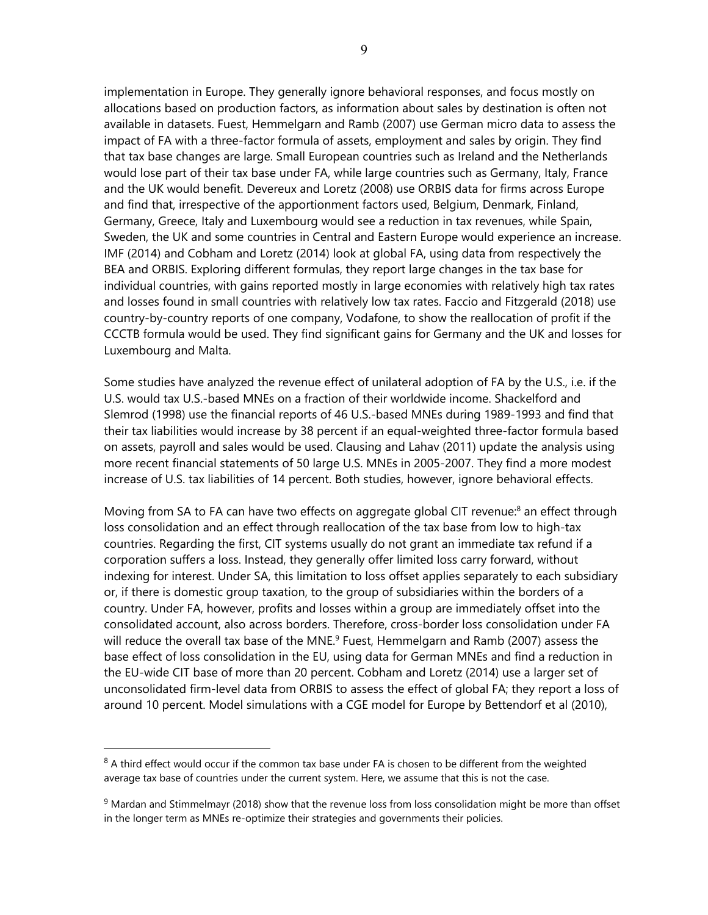implementation in Europe. They generally ignore behavioral responses, and focus mostly on allocations based on production factors, as information about sales by destination is often not available in datasets. Fuest, Hemmelgarn and Ramb (2007) use German micro data to assess the impact of FA with a three-factor formula of assets, employment and sales by origin. They find that tax base changes are large. Small European countries such as Ireland and the Netherlands would lose part of their tax base under FA, while large countries such as Germany, Italy, France and the UK would benefit. Devereux and Loretz (2008) use ORBIS data for firms across Europe and find that, irrespective of the apportionment factors used, Belgium, Denmark, Finland, Germany, Greece, Italy and Luxembourg would see a reduction in tax revenues, while Spain, Sweden, the UK and some countries in Central and Eastern Europe would experience an increase. IMF (2014) and Cobham and Loretz (2014) look at global FA, using data from respectively the BEA and ORBIS. Exploring different formulas, they report large changes in the tax base for individual countries, with gains reported mostly in large economies with relatively high tax rates and losses found in small countries with relatively low tax rates. Faccio and Fitzgerald (2018) use country-by-country reports of one company, Vodafone, to show the reallocation of profit if the CCCTB formula would be used. They find significant gains for Germany and the UK and losses for Luxembourg and Malta.

Some studies have analyzed the revenue effect of unilateral adoption of FA by the U.S., i.e. if the U.S. would tax U.S.-based MNEs on a fraction of their worldwide income. Shackelford and Slemrod (1998) use the financial reports of 46 U.S.-based MNEs during 1989-1993 and find that their tax liabilities would increase by 38 percent if an equal-weighted three-factor formula based on assets, payroll and sales would be used. Clausing and Lahav (2011) update the analysis using more recent financial statements of 50 large U.S. MNEs in 2005-2007. They find a more modest increase of U.S. tax liabilities of 14 percent. Both studies, however, ignore behavioral effects.

Moving from SA to FA can have two effects on aggregate global CIT revenue:[8] an effect through loss consolidation and an effect through reallocation of the tax base from low to high-tax countries. Regarding the first, CIT systems usually do not grant an immediate tax refund if a corporation suffers a loss. Instead, they generally offer limited loss carry forward, without indexing for interest. Under SA, this limitation to loss offset applies separately to each subsidiary or, if there is domestic group taxation, to the group of subsidiaries within the borders of a country. Under FA, however, profits and losses within a group are immediately offset into the consolidated account, also across borders. Therefore, cross-border loss consolidation under FA will reduce the overall tax base of the MNE.[9] Fuest, Hemmelgarn and Ramb (2007) assess the base effect of loss consolidation in the EU, using data for German MNEs and find a reduction in the EU-wide CIT base of more than 20 percent. Cobham and Loretz (2014) use a larger set of unconsolidated firm-level data from ORBIS to assess the effect of global FA; they report a loss of around 10 percent. Model simulations with a CGE model for Europe by Bettendorf et al (2010),

[8] A third effect would occur if the common tax base under FA is chosen to be different from the weighted average tax base of countries under the current system. Here, we assume that this is not the case.

[9] Mardan and Stimmelmayr (2018) show that the revenue loss from loss consolidation might be more than offset in the longer term as MNEs re-optimize their strategies and governments their policies.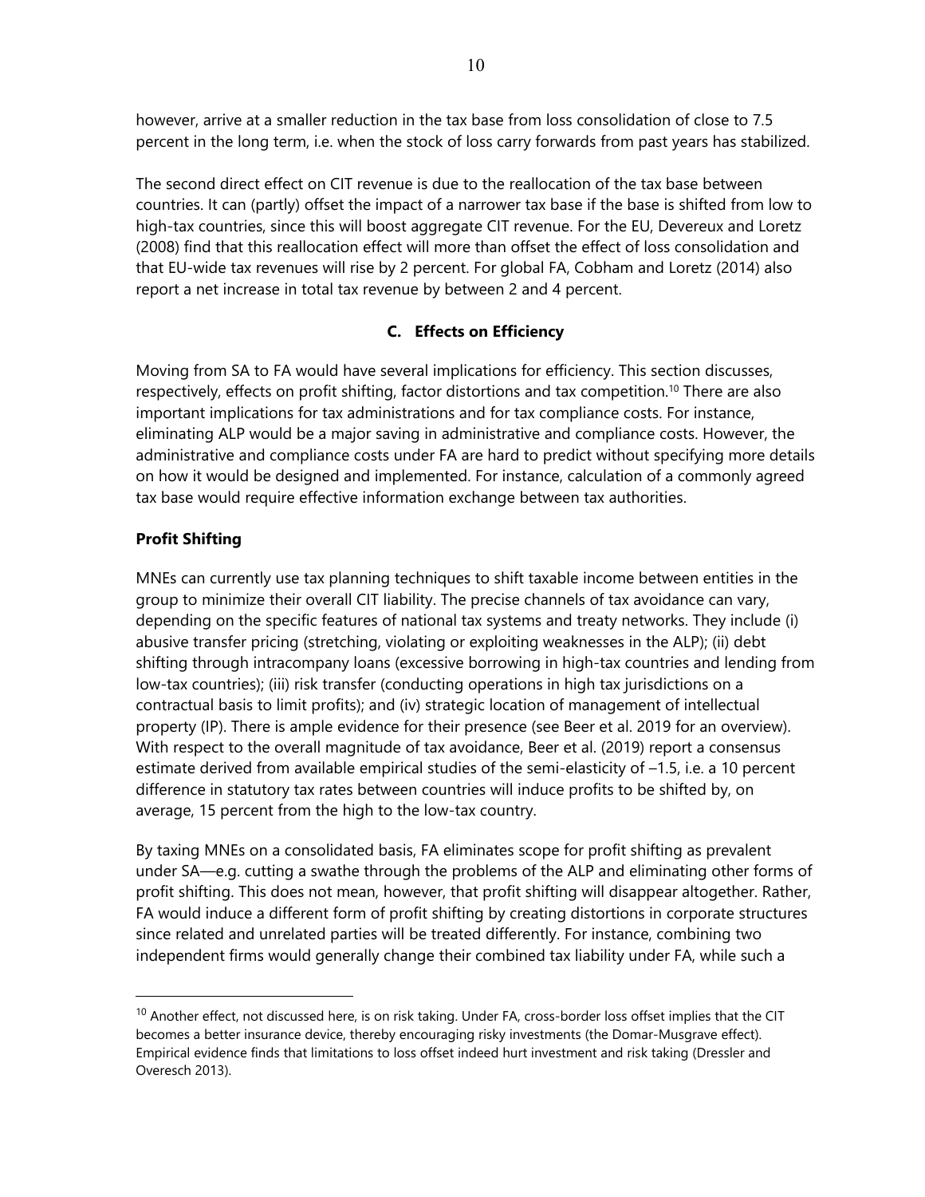however, arrive at a smaller reduction in the tax base from loss consolidation of close to 7.5 percent in the long term, i.e. when the stock of loss carry forwards from past years has stabilized.

The second direct effect on CIT revenue is due to the reallocation of the tax base between countries. It can (partly) offset the impact of a narrower tax base if the base is shifted from low to high-tax countries, since this will boost aggregate CIT revenue. For the EU, Devereux and Loretz (2008) find that this reallocation effect will more than offset the effect of loss consolidation and that EU-wide tax revenues will rise by 2 percent. For global FA, Cobham and Loretz (2014) also report a net increase in total tax revenue by between 2 and 4 percent.

### C. Effects on Efficiency

Moving from SA to FA would have several implications for efficiency. This section discusses, respectively, effects on profit shifting, factor distortions and tax competition.[10] There are also important implications for tax administrations and for tax compliance costs. For instance, eliminating ALP would be a major saving in administrative and compliance costs. However, the administrative and compliance costs under FA are hard to predict without specifying more details on how it would be designed and implemented. For instance, calculation of a commonly agreed tax base would require effective information exchange between tax authorities.

**Profit Shifting**

MNEs can currently use tax planning techniques to shift taxable income between entities in the group to minimize their overall CIT liability. The precise channels of tax avoidance can vary, depending on the specific features of national tax systems and treaty networks. They include (i) abusive transfer pricing (stretching, violating or exploiting weaknesses in the ALP); (ii) debt shifting through intracompany loans (excessive borrowing in high-tax countries and lending from low-tax countries); (iii) risk transfer (conducting operations in high tax jurisdictions on a contractual basis to limit profits); and (iv) strategic location of management of intellectual property (IP). There is ample evidence for their presence (see Beer et al. 2019 for an overview). With respect to the overall magnitude of tax avoidance, Beer et al. (2019) report a consensus estimate derived from available empirical studies of the semi-elasticity of –1.5, i.e. a 10 percent difference in statutory tax rates between countries will induce profits to be shifted by, on average, 15 percent from the high to the low-tax country.

By taxing MNEs on a consolidated basis, FA eliminates scope for profit shifting as prevalent under SA—e.g. cutting a swathe through the problems of the ALP and eliminating other forms of profit shifting. This does not mean, however, that profit shifting will disappear altogether. Rather, FA would induce a different form of profit shifting by creating distortions in corporate structures since related and unrelated parties will be treated differently. For instance, combining two independent firms would generally change their combined tax liability under FA, while such a

---

[10] Another effect, not discussed here, is on risk taking. Under FA, cross-border loss offset implies that the CIT becomes a better insurance device, thereby encouraging risky investments (the Domar-Musgrave effect). Empirical evidence finds that limitations to loss offset indeed hurt investment and risk taking (Dressler and Overesch 2013).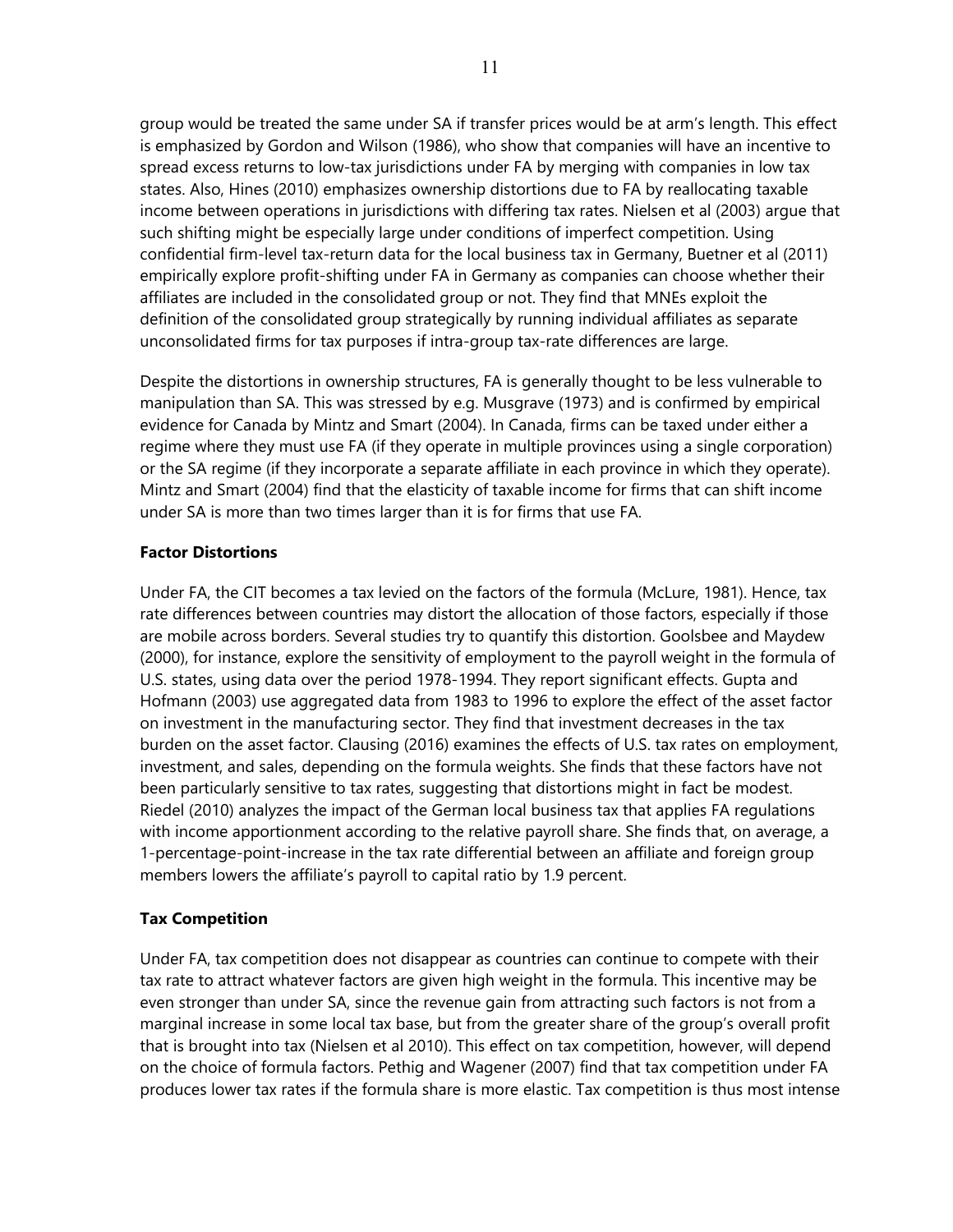group would be treated the same under SA if transfer prices would be at arm's length. This effect is emphasized by Gordon and Wilson (1986), who show that companies will have an incentive to spread excess returns to low-tax jurisdictions under FA by merging with companies in low tax states. Also, Hines (2010) emphasizes ownership distortions due to FA by reallocating taxable income between operations in jurisdictions with differing tax rates. Nielsen et al (2003) argue that such shifting might be especially large under conditions of imperfect competition. Using confidential firm-level tax-return data for the local business tax in Germany, Buetner et al (2011) empirically explore profit-shifting under FA in Germany as companies can choose whether their affiliates are included in the consolidated group or not. They find that MNEs exploit the definition of the consolidated group strategically by running individual affiliates as separate unconsolidated firms for tax purposes if intra-group tax-rate differences are large.

Despite the distortions in ownership structures, FA is generally thought to be less vulnerable to manipulation than SA. This was stressed by e.g. Musgrave (1973) and is confirmed by empirical evidence for Canada by Mintz and Smart (2004). In Canada, firms can be taxed under either a regime where they must use FA (if they operate in multiple provinces using a single corporation) or the SA regime (if they incorporate a separate affiliate in each province in which they operate). Mintz and Smart (2004) find that the elasticity of taxable income for firms that can shift income under SA is more than two times larger than it is for firms that use FA.

**Factor Distortions**

Under FA, the CIT becomes a tax levied on the factors of the formula (McLure, 1981). Hence, tax rate differences between countries may distort the allocation of those factors, especially if those are mobile across borders. Several studies try to quantify this distortion. Goolsbee and Maydew (2000), for instance, explore the sensitivity of employment to the payroll weight in the formula of U.S. states, using data over the period 1978-1994. They report significant effects. Gupta and Hofmann (2003) use aggregated data from 1983 to 1996 to explore the effect of the asset factor on investment in the manufacturing sector. They find that investment decreases in the tax burden on the asset factor. Clausing (2016) examines the effects of U.S. tax rates on employment, investment, and sales, depending on the formula weights. She finds that these factors have not been particularly sensitive to tax rates, suggesting that distortions might in fact be modest. Riedel (2010) analyzes the impact of the German local business tax that applies FA regulations with income apportionment according to the relative payroll share. She finds that, on average, a 1-percentage-point-increase in the tax rate differential between an affiliate and foreign group members lowers the affiliate's payroll to capital ratio by 1.9 percent.

**Tax Competition**

Under FA, tax competition does not disappear as countries can continue to compete with their tax rate to attract whatever factors are given high weight in the formula. This incentive may be even stronger than under SA, since the revenue gain from attracting such factors is not from a marginal increase in some local tax base, but from the greater share of the group's overall profit that is brought into tax (Nielsen et al 2010). This effect on tax competition, however, will depend on the choice of formula factors. Pethig and Wagener (2007) find that tax competition under FA produces lower tax rates if the formula share is more elastic. Tax competition is thus most intense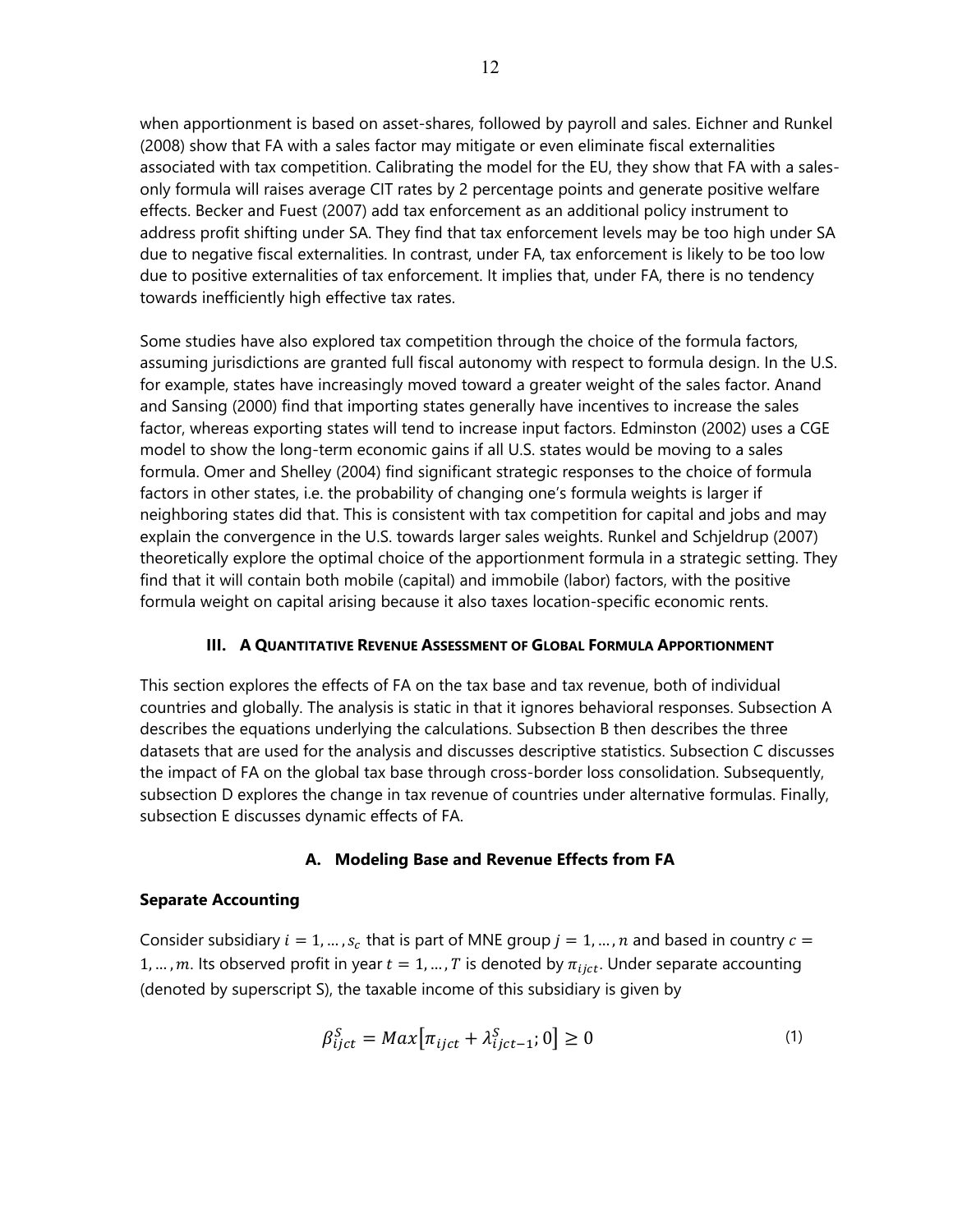when apportionment is based on asset-shares, followed by payroll and sales. Eichner and Runkel (2008) show that FA with a sales factor may mitigate or even eliminate fiscal externalities associated with tax competition. Calibrating the model for the EU, they show that FA with a sales-only formula will raises average CIT rates by 2 percentage points and generate positive welfare effects. Becker and Fuest (2007) add tax enforcement as an additional policy instrument to address profit shifting under SA. They find that tax enforcement levels may be too high under SA due to negative fiscal externalities. In contrast, under FA, tax enforcement is likely to be too low due to positive externalities of tax enforcement. It implies that, under FA, there is no tendency towards inefficiently high effective tax rates.

Some studies have also explored tax competition through the choice of the formula factors, assuming jurisdictions are granted full fiscal autonomy with respect to formula design. In the U.S. for example, states have increasingly moved toward a greater weight of the sales factor. Anand and Sansing (2000) find that importing states generally have incentives to increase the sales factor, whereas exporting states will tend to increase input factors. Edminston (2002) uses a CGE model to show the long-term economic gains if all U.S. states would be moving to a sales formula. Omer and Shelley (2004) find significant strategic responses to the choice of formula factors in other states, i.e. the probability of changing one's formula weights is larger if neighboring states did that. This is consistent with tax competition for capital and jobs and may explain the convergence in the U.S. towards larger sales weights. Runkel and Schjeldrup (2007) theoretically explore the optimal choice of the apportionment formula in a strategic setting. They find that it will contain both mobile (capital) and immobile (labor) factors, with the positive formula weight on capital arising because it also taxes location-specific economic rents.

## III. A Quantitative Revenue Assessment of Global Formula Apportionment

This section explores the effects of FA on the tax base and tax revenue, both of individual countries and globally. The analysis is static in that it ignores behavioral responses. Subsection A describes the equations underlying the calculations. Subsection B then describes the three datasets that are used for the analysis and discusses descriptive statistics. Subsection C discusses the impact of FA on the global tax base through cross-border loss consolidation. Subsequently, subsection D explores the change in tax revenue of countries under alternative formulas. Finally, subsection E discusses dynamic effects of FA.

### A. Modeling Base and Revenue Effects from FA

**Separate Accounting**

Consider subsidiary $i = 1, \ldots, s_c$ that is part of MNE group $j = 1, \ldots, n$ and based in country $c = 1, \ldots, m$. Its observed profit in year $t = 1, \ldots, T$ is denoted by $\pi_{ijct}$. Under separate accounting (denoted by superscript S), the taxable income of this subsidiary is given by

$$\beta_{ijct}^{S} = Max\left[\pi_{ijct} + \lambda_{ijct-1}^{S}; 0\right] \geq 0 \tag{1}$$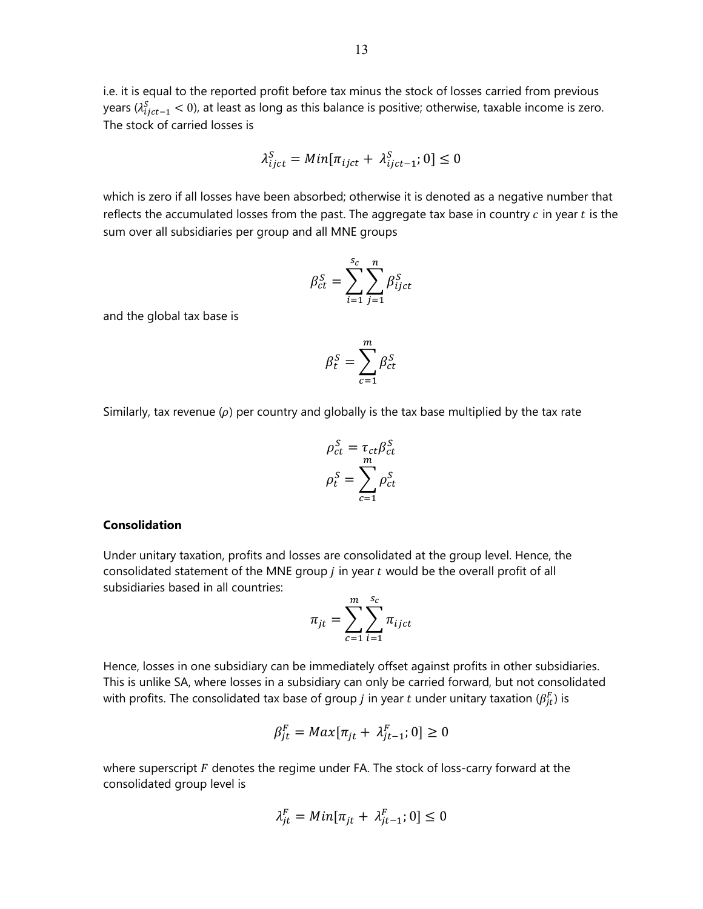i.e. it is equal to the reported profit before tax minus the stock of losses carried from previous years ($\lambda^S_{ijct-1} < 0$), at least as long as this balance is positive; otherwise, taxable income is zero. The stock of carried losses is

$$\lambda^S_{ijct} = Min[\pi_{ijct} + \lambda^S_{ijct-1}; 0] \leq 0$$

which is zero if all losses have been absorbed; otherwise it is denoted as a negative number that reflects the accumulated losses from the past. The aggregate tax base in country $c$ in year $t$ is the sum over all subsidiaries per group and all MNE groups

$$\beta^S_{ct} = \sum_{i=1}^{s_c} \sum_{j=1}^{n} \beta^S_{ijct}$$

and the global tax base is

$$\beta^S_t = \sum_{c=1}^{m} \beta^S_{ct}$$

Similarly, tax revenue ($\rho$) per country and globally is the tax base multiplied by the tax rate

$$\rho^S_{ct} = \tau_{ct} \beta^S_{ct}$$
$$\rho^S_t = \sum_{c=1}^{m} \rho^S_{ct}$$

**Consolidation**

Under unitary taxation, profits and losses are consolidated at the group level. Hence, the consolidated statement of the MNE group $j$ in year $t$ would be the overall profit of all subsidiaries based in all countries:

$$\pi_{jt} = \sum_{c=1}^{m} \sum_{i=1}^{s_c} \pi_{ijct}$$

Hence, losses in one subsidiary can be immediately offset against profits in other subsidiaries. This is unlike SA, where losses in a subsidiary can only be carried forward, but not consolidated with profits. The consolidated tax base of group $j$ in year $t$ under unitary taxation ($\beta^F_{jt}$) is

$$\beta^F_{jt} = Max[\pi_{jt} + \lambda^F_{jt-1}; 0] \geq 0$$

where superscript $F$ denotes the regime under FA. The stock of loss-carry forward at the consolidated group level is

$$\lambda^F_{jt} = Min[\pi_{jt} + \lambda^F_{jt-1}; 0] \leq 0$$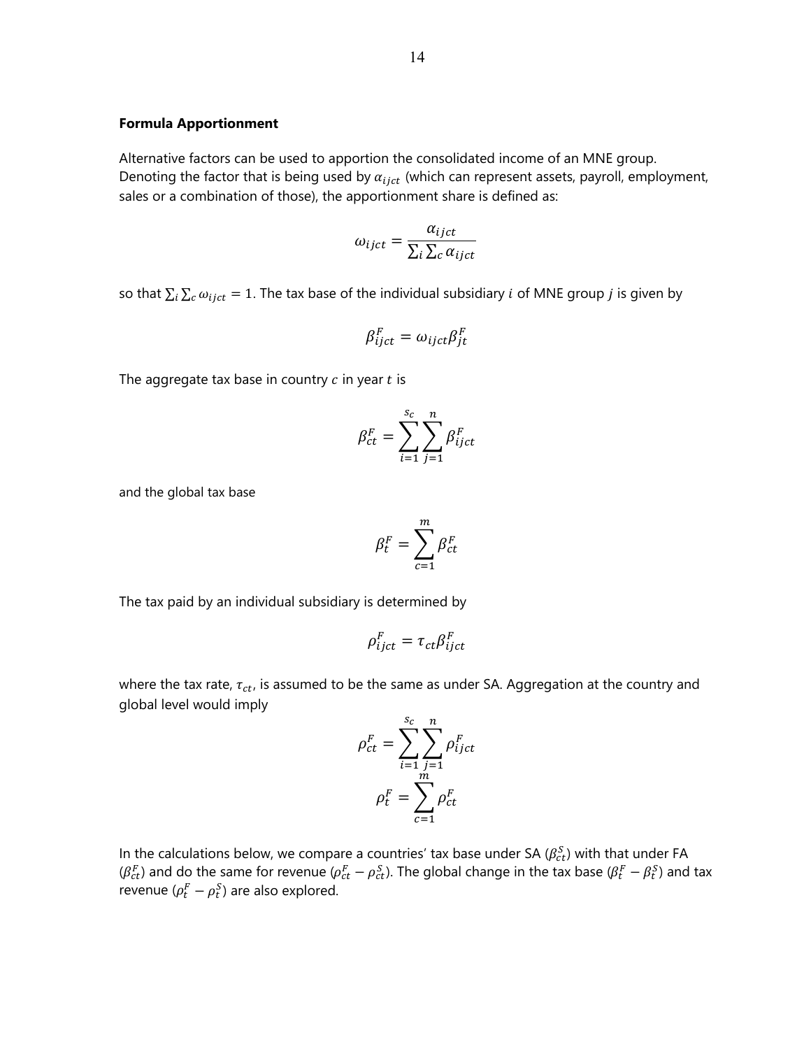**Formula Apportionment**

Alternative factors can be used to apportion the consolidated income of an MNE group. Denoting the factor that is being used by $\alpha_{ijct}$ (which can represent assets, payroll, employment, sales or a combination of those), the apportionment share is defined as:

$$\omega_{ijct} = \frac{\alpha_{ijct}}{\sum_i \sum_c \alpha_{ijct}}$$

so that $\sum_i \sum_c \omega_{ijct} = 1$. The tax base of the individual subsidiary $i$ of MNE group $j$ is given by

$$\beta_{ijct}^F = \omega_{ijct} \beta_{jt}^F$$

The aggregate tax base in country $c$ in year $t$ is

$$\beta_{ct}^F = \sum_{i=1}^{s_c} \sum_{j=1}^{n} \beta_{ijct}^F$$

and the global tax base

$$\beta_t^F = \sum_{c=1}^{m} \beta_{ct}^F$$

The tax paid by an individual subsidiary is determined by

$$\rho_{ijct}^F = \tau_{ct} \beta_{ijct}^F$$

where the tax rate, $\tau_{ct}$, is assumed to be the same as under SA. Aggregation at the country and global level would imply

$$\rho_{ct}^F = \sum_{i=1}^{s_c} \sum_{j=1}^{n} \rho_{ijct}^F$$

$$\rho_t^F = \sum_{c=1}^{m} \rho_{ct}^F$$

In the calculations below, we compare a countries' tax base under SA ($\beta_{ct}^S$) with that under FA ($\beta_{ct}^F$) and do the same for revenue ($\rho_{ct}^F - \rho_{ct}^S$). The global change in the tax base ($\beta_t^F - \beta_t^S$) and tax revenue ($\rho_t^F - \rho_t^S$) are also explored.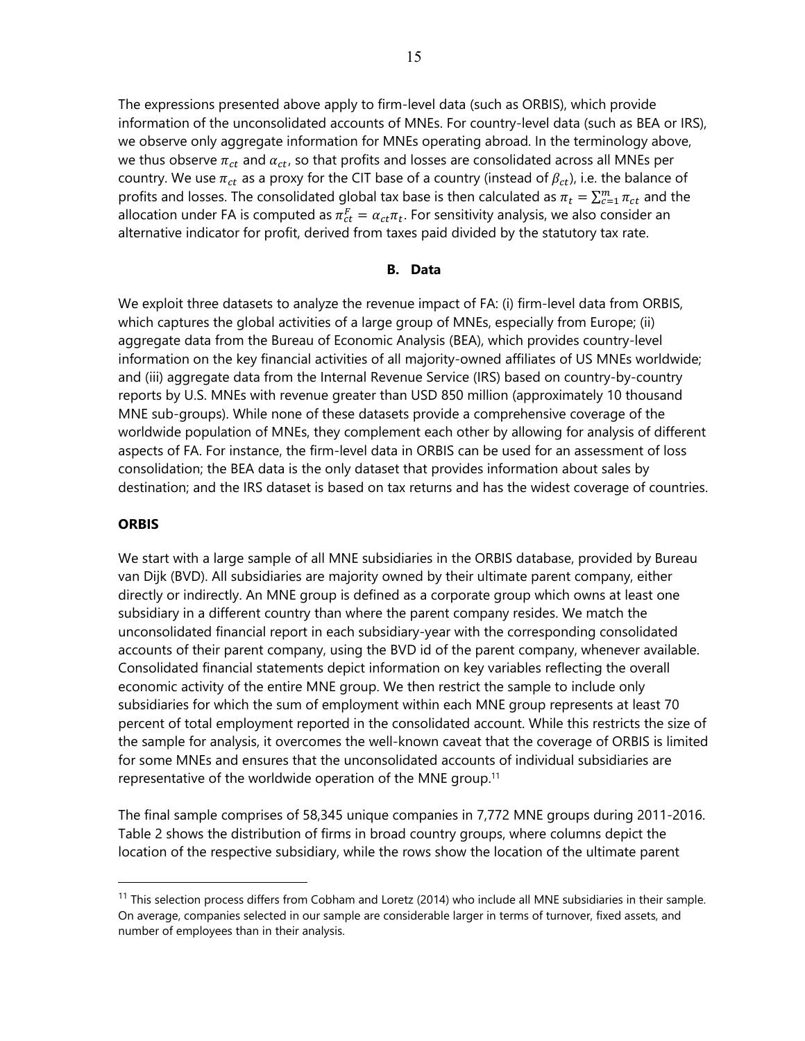The expressions presented above apply to firm-level data (such as ORBIS), which provide information of the unconsolidated accounts of MNEs. For country-level data (such as BEA or IRS), we observe only aggregate information for MNEs operating abroad. In the terminology above, we thus observe $\pi_{ct}$ and $\alpha_{ct}$, so that profits and losses are consolidated across all MNEs per country. We use $\pi_{ct}$ as a proxy for the CIT base of a country (instead of $\beta_{ct}$), i.e. the balance of profits and losses. The consolidated global tax base is then calculated as $\pi_t = \sum_{c=1}^{m} \pi_{ct}$ and the allocation under FA is computed as $\pi_{ct}^F = \alpha_{ct}\pi_t$. For sensitivity analysis, we also consider an alternative indicator for profit, derived from taxes paid divided by the statutory tax rate.

### B. Data

We exploit three datasets to analyze the revenue impact of FA: (i) firm-level data from ORBIS, which captures the global activities of a large group of MNEs, especially from Europe; (ii) aggregate data from the Bureau of Economic Analysis (BEA), which provides country-level information on the key financial activities of all majority-owned affiliates of US MNEs worldwide; and (iii) aggregate data from the Internal Revenue Service (IRS) based on country-by-country reports by U.S. MNEs with revenue greater than USD 850 million (approximately 10 thousand MNE sub-groups). While none of these datasets provide a comprehensive coverage of the worldwide population of MNEs, they complement each other by allowing for analysis of different aspects of FA. For instance, the firm-level data in ORBIS can be used for an assessment of loss consolidation; the BEA data is the only dataset that provides information about sales by destination; and the IRS dataset is based on tax returns and has the widest coverage of countries.

**ORBIS**

We start with a large sample of all MNE subsidiaries in the ORBIS database, provided by Bureau van Dijk (BVD). All subsidiaries are majority owned by their ultimate parent company, either directly or indirectly. An MNE group is defined as a corporate group which owns at least one subsidiary in a different country than where the parent company resides. We match the unconsolidated financial report in each subsidiary-year with the corresponding consolidated accounts of their parent company, using the BVD id of the parent company, whenever available. Consolidated financial statements depict information on key variables reflecting the overall economic activity of the entire MNE group. We then restrict the sample to include only subsidiaries for which the sum of employment within each MNE group represents at least 70 percent of total employment reported in the consolidated account. While this restricts the size of the sample for analysis, it overcomes the well-known caveat that the coverage of ORBIS is limited for some MNEs and ensures that the unconsolidated accounts of individual subsidiaries are representative of the worldwide operation of the MNE group.[11]

The final sample comprises of 58,345 unique companies in 7,772 MNE groups during 2011-2016. Table 2 shows the distribution of firms in broad country groups, where columns depict the location of the respective subsidiary, while the rows show the location of the ultimate parent

[11] This selection process differs from Cobham and Loretz (2014) who include all MNE subsidiaries in their sample. On average, companies selected in our sample are considerable larger in terms of turnover, fixed assets, and number of employees than in their analysis.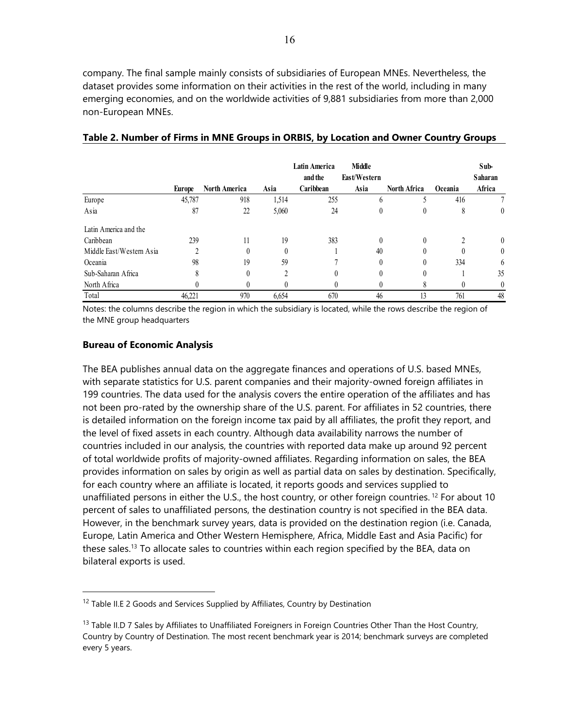company. The final sample mainly consists of subsidiaries of European MNEs. Nevertheless, the dataset provides some information on their activities in the rest of the world, including in many emerging economies, and on the worldwide activities of 9,881 subsidiaries from more than 2,000 non-European MNEs.

**Table 2. Number of Firms in MNE Groups in ORBIS, by Location and Owner Country Groups**

| | Europe | North America | Asia | Latin America and the Caribbean | Middle East/Western Asia | North Africa | Oceania | Sub-Saharan Africa |
|---|---|---|---|---|---|---|---|---|
| Europe | 45,787 | 918 | 1,514 | 255 | 6 | 5 | 416 | 7 |
| Asia | 87 | 22 | 5,060 | 24 | 0 | 0 | 8 | 0 |
| Latin America and the Caribbean | 239 | 11 | 19 | 383 | 0 | 0 | 2 | 0 |
| Middle East/Western Asia | 2 | 0 | 0 | 1 | 40 | 0 | 0 | 0 |
| Oceania | 98 | 19 | 59 | 7 | 0 | 0 | 334 | 6 |
| Sub-Saharan Africa | 8 | 0 | 2 | 0 | 0 | 0 | 1 | 35 |
| North Africa | 0 | 0 | 0 | 0 | 0 | 8 | 0 | 0 |
| Total | 46,221 | 970 | 6,654 | 670 | 46 | 13 | 761 | 48 |

Notes: the columns describe the region in which the subsidiary is located, while the rows describe the region of the MNE group headquarters

### Bureau of Economic Analysis

The BEA publishes annual data on the aggregate finances and operations of U.S. based MNEs, with separate statistics for U.S. parent companies and their majority-owned foreign affiliates in 199 countries. The data used for the analysis covers the entire operation of the affiliates and has not been pro-rated by the ownership share of the U.S. parent. For affiliates in 52 countries, there is detailed information on the foreign income tax paid by all affiliates, the profit they report, and the level of fixed assets in each country. Although data availability narrows the number of countries included in our analysis, the countries with reported data make up around 92 percent of total worldwide profits of majority-owned affiliates. Regarding information on sales, the BEA provides information on sales by origin as well as partial data on sales by destination. Specifically, for each country where an affiliate is located, it reports goods and services supplied to unaffiliated persons in either the U.S., the host country, or other foreign countries. [12] For about 10 percent of sales to unaffiliated persons, the destination country is not specified in the BEA data. However, in the benchmark survey years, data is provided on the destination region (i.e. Canada, Europe, Latin America and Other Western Hemisphere, Africa, Middle East and Asia Pacific) for these sales.[13] To allocate sales to countries within each region specified by the BEA, data on bilateral exports is used.

[12] Table II.E 2 Goods and Services Supplied by Affiliates, Country by Destination

[13] Table II.D 7 Sales by Affiliates to Unaffiliated Foreigners in Foreign Countries Other Than the Host Country, Country by Country of Destination. The most recent benchmark year is 2014; benchmark surveys are completed every 5 years.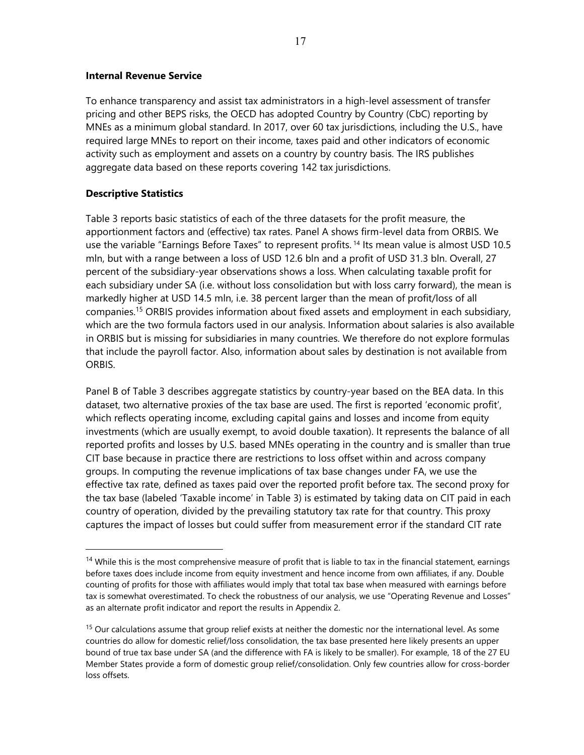**Internal Revenue Service**

To enhance transparency and assist tax administrators in a high-level assessment of transfer pricing and other BEPS risks, the OECD has adopted Country by Country (CbC) reporting by MNEs as a minimum global standard. In 2017, over 60 tax jurisdictions, including the U.S., have required large MNEs to report on their income, taxes paid and other indicators of economic activity such as employment and assets on a country by country basis. The IRS publishes aggregate data based on these reports covering 142 tax jurisdictions.

**Descriptive Statistics**

Table 3 reports basic statistics of each of the three datasets for the profit measure, the apportionment factors and (effective) tax rates. Panel A shows firm-level data from ORBIS. We use the variable "Earnings Before Taxes" to represent profits.[14] Its mean value is almost USD 10.5 mln, but with a range between a loss of USD 12.6 bln and a profit of USD 31.3 bln. Overall, 27 percent of the subsidiary-year observations shows a loss. When calculating taxable profit for each subsidiary under SA (i.e. without loss consolidation but with loss carry forward), the mean is markedly higher at USD 14.5 mln, i.e. 38 percent larger than the mean of profit/loss of all companies.[15] ORBIS provides information about fixed assets and employment in each subsidiary, which are the two formula factors used in our analysis. Information about salaries is also available in ORBIS but is missing for subsidiaries in many countries. We therefore do not explore formulas that include the payroll factor. Also, information about sales by destination is not available from ORBIS.

Panel B of Table 3 describes aggregate statistics by country-year based on the BEA data. In this dataset, two alternative proxies of the tax base are used. The first is reported 'economic profit', which reflects operating income, excluding capital gains and losses and income from equity investments (which are usually exempt, to avoid double taxation). It represents the balance of all reported profits and losses by U.S. based MNEs operating in the country and is smaller than true CIT base because in practice there are restrictions to loss offset within and across company groups. In computing the revenue implications of tax base changes under FA, we use the effective tax rate, defined as taxes paid over the reported profit before tax. The second proxy for the tax base (labeled 'Taxable income' in Table 3) is estimated by taking data on CIT paid in each country of operation, divided by the prevailing statutory tax rate for that country. This proxy captures the impact of losses but could suffer from measurement error if the standard CIT rate

---

[14] While this is the most comprehensive measure of profit that is liable to tax in the financial statement, earnings before taxes does include income from equity investment and hence income from own affiliates, if any. Double counting of profits for those with affiliates would imply that total tax base when measured with earnings before tax is somewhat overestimated. To check the robustness of our analysis, we use "Operating Revenue and Losses" as an alternate profit indicator and report the results in Appendix 2.

[15] Our calculations assume that group relief exists at neither the domestic nor the international level. As some countries do allow for domestic relief/loss consolidation, the tax base presented here likely presents an upper bound of true tax base under SA (and the difference with FA is likely to be smaller). For example, 18 of the 27 EU Member States provide a form of domestic group relief/consolidation. Only few countries allow for cross-border loss offsets.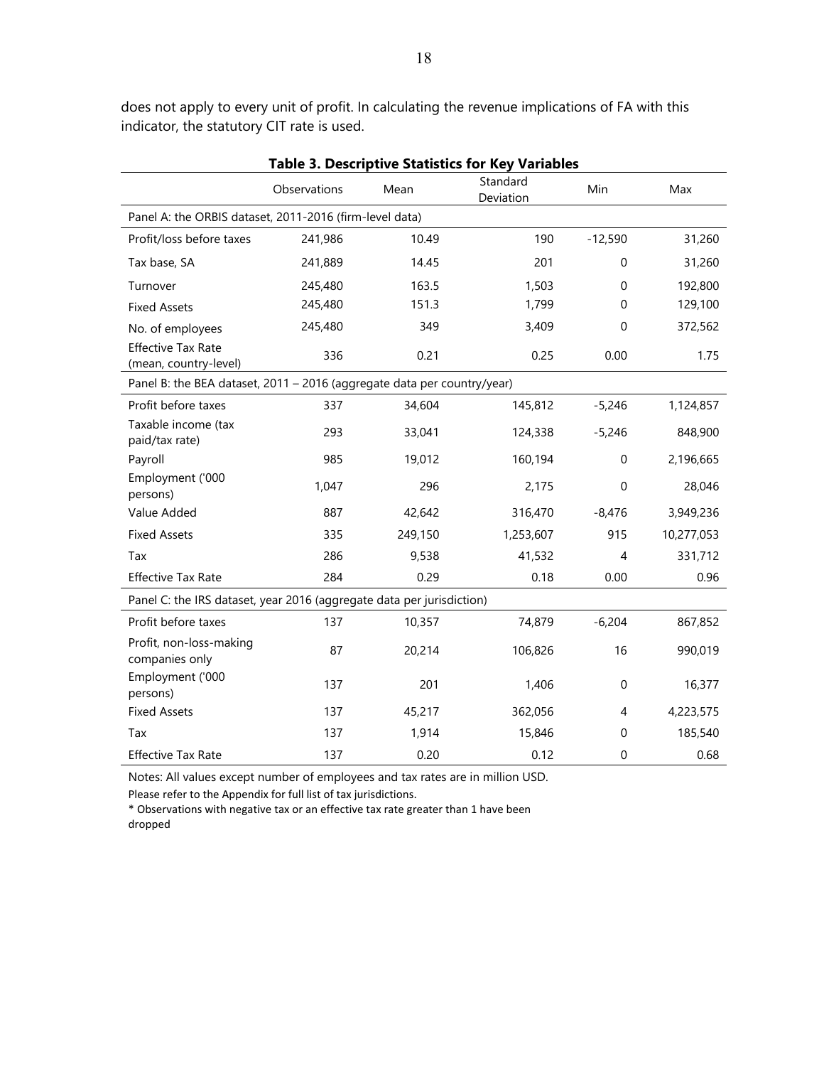does not apply to every unit of profit. In calculating the revenue implications of FA with this indicator, the statutory CIT rate is used.

**Table 3. Descriptive Statistics for Key Variables**

| | Observations | Mean | Standard Deviation | Min | Max |
|---|---|---|---|---|---|
| Panel A: the ORBIS dataset, 2011-2016 (firm-level data) | | | | | |
| Profit/loss before taxes | 241,986 | 10.49 | 190 | -12,590 | 31,260 |
| Tax base, SA | 241,889 | 14.45 | 201 | 0 | 31,260 |
| Turnover | 245,480 | 163.5 | 1,503 | 0 | 192,800 |
| Fixed Assets | 245,480 | 151.3 | 1,799 | 0 | 129,100 |
| No. of employees | 245,480 | 349 | 3,409 | 0 | 372,562 |
| Effective Tax Rate (mean, country-level) | 336 | 0.21 | 0.25 | 0.00 | 1.75 |
| Panel B: the BEA dataset, 2011 – 2016 (aggregate data per country/year) | | | | | |
| Profit before taxes | 337 | 34,604 | 145,812 | -5,246 | 1,124,857 |
| Taxable income (tax paid/tax rate) | 293 | 33,041 | 124,338 | -5,246 | 848,900 |
| Payroll | 985 | 19,012 | 160,194 | 0 | 2,196,665 |
| Employment ('000 persons) | 1,047 | 296 | 2,175 | 0 | 28,046 |
| Value Added | 887 | 42,642 | 316,470 | -8,476 | 3,949,236 |
| Fixed Assets | 335 | 249,150 | 1,253,607 | 915 | 10,277,053 |
| Tax | 286 | 9,538 | 41,532 | 4 | 331,712 |
| Effective Tax Rate | 284 | 0.29 | 0.18 | 0.00 | 0.96 |
| Panel C: the IRS dataset, year 2016 (aggregate data per jurisdiction) | | | | | |
| Profit before taxes | 137 | 10,357 | 74,879 | -6,204 | 867,852 |
| Profit, non-loss-making companies only | 87 | 20,214 | 106,826 | 16 | 990,019 |
| Employment ('000 persons) | 137 | 201 | 1,406 | 0 | 16,377 |
| Fixed Assets | 137 | 45,217 | 362,056 | 4 | 4,223,575 |
| Tax | 137 | 1,914 | 15,846 | 0 | 185,540 |
| Effective Tax Rate | 137 | 0.20 | 0.12 | 0 | 0.68 |

Notes: All values except number of employees and tax rates are in million USD.

Please refer to the Appendix for full list of tax jurisdictions.

* Observations with negative tax or an effective tax rate greater than 1 have been dropped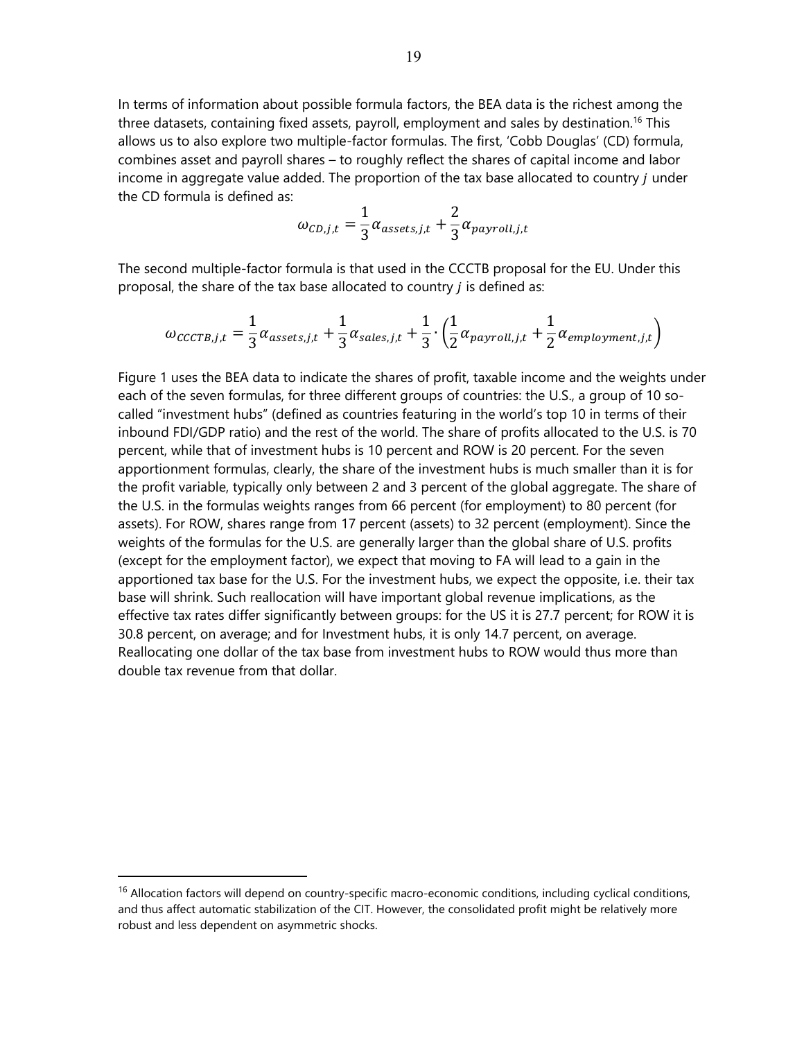In terms of information about possible formula factors, the BEA data is the richest among the three datasets, containing fixed assets, payroll, employment and sales by destination.[16] This allows us to also explore two multiple-factor formulas. The first, 'Cobb Douglas' (CD) formula, combines asset and payroll shares – to roughly reflect the shares of capital income and labor income in aggregate value added. The proportion of the tax base allocated to country $j$ under the CD formula is defined as:

$$\omega_{CD,j,t} = \frac{1}{3}\alpha_{assets,j,t} + \frac{2}{3}\alpha_{payroll,j,t}$$

The second multiple-factor formula is that used in the CCCTB proposal for the EU. Under this proposal, the share of the tax base allocated to country $j$ is defined as:

$$\omega_{CCCTB,j,t} = \frac{1}{3}\alpha_{assets,j,t} + \frac{1}{3}\alpha_{sales,j,t} + \frac{1}{3}\cdot\left(\frac{1}{2}\alpha_{payroll,j,t} + \frac{1}{2}\alpha_{employment,j,t}\right)$$

Figure 1 uses the BEA data to indicate the shares of profit, taxable income and the weights under each of the seven formulas, for three different groups of countries: the U.S., a group of 10 so-called "investment hubs" (defined as countries featuring in the world's top 10 in terms of their inbound FDI/GDP ratio) and the rest of the world. The share of profits allocated to the U.S. is 70 percent, while that of investment hubs is 10 percent and ROW is 20 percent. For the seven apportionment formulas, clearly, the share of the investment hubs is much smaller than it is for the profit variable, typically only between 2 and 3 percent of the global aggregate. The share of the U.S. in the formulas weights ranges from 66 percent (for employment) to 80 percent (for assets). For ROW, shares range from 17 percent (assets) to 32 percent (employment). Since the weights of the formulas for the U.S. are generally larger than the global share of U.S. profits (except for the employment factor), we expect that moving to FA will lead to a gain in the apportioned tax base for the U.S. For the investment hubs, we expect the opposite, i.e. their tax base will shrink. Such reallocation will have important global revenue implications, as the effective tax rates differ significantly between groups: for the US it is 27.7 percent; for ROW it is 30.8 percent, on average; and for Investment hubs, it is only 14.7 percent, on average. Reallocating one dollar of the tax base from investment hubs to ROW would thus more than double tax revenue from that dollar.

[16] Allocation factors will depend on country-specific macro-economic conditions, including cyclical conditions, and thus affect automatic stabilization of the CIT. However, the consolidated profit might be relatively more robust and less dependent on asymmetric shocks.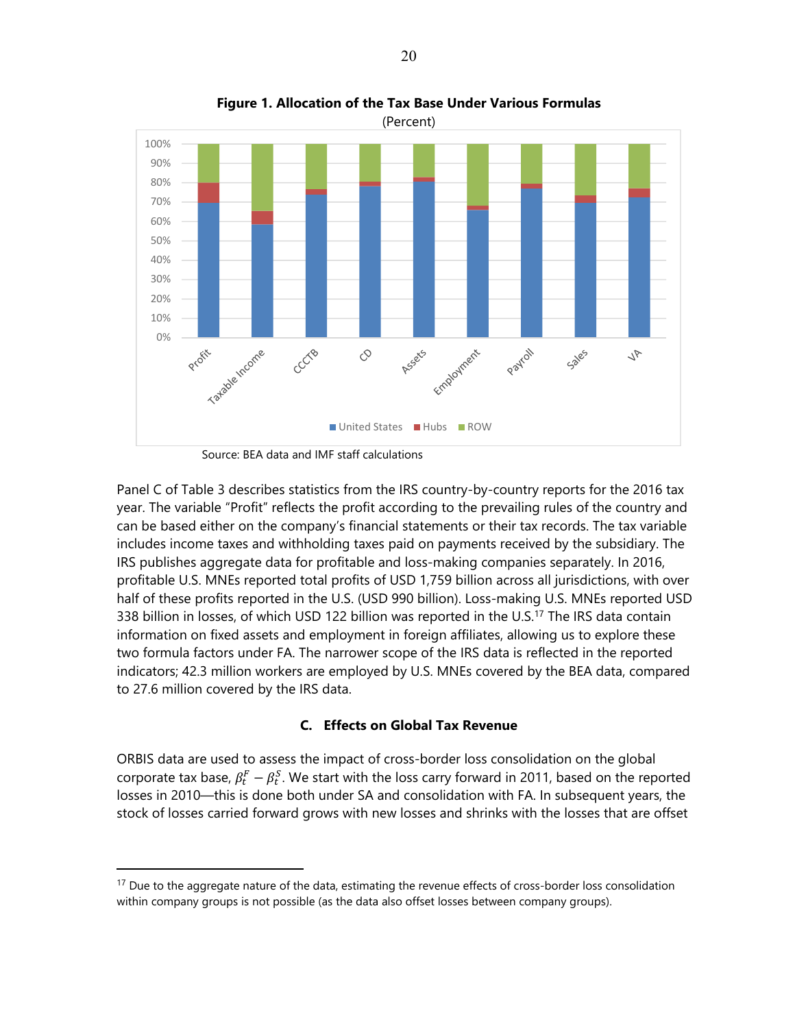**Figure 1. Allocation of the Tax Base Under Various Formulas**

(Percent)

Source: BEA data and IMF staff calculations

Panel C of Table 3 describes statistics from the IRS country-by-country reports for the 2016 tax year. The variable "Profit" reflects the profit according to the prevailing rules of the country and can be based either on the company's financial statements or their tax records. The tax variable includes income taxes and withholding taxes paid on payments received by the subsidiary. The IRS publishes aggregate data for profitable and loss-making companies separately. In 2016, profitable U.S. MNEs reported total profits of USD 1,759 billion across all jurisdictions, with over half of these profits reported in the U.S. (USD 990 billion). Loss-making U.S. MNEs reported USD 338 billion in losses, of which USD 122 billion was reported in the U.S.[17] The IRS data contain information on fixed assets and employment in foreign affiliates, allowing us to explore these two formula factors under FA. The narrower scope of the IRS data is reflected in the reported indicators; 42.3 million workers are employed by U.S. MNEs covered by the BEA data, compared to 27.6 million covered by the IRS data.

### C. Effects on Global Tax Revenue

ORBIS data are used to assess the impact of cross-border loss consolidation on the global corporate tax base, $\beta_t^F - \beta_t^S$. We start with the loss carry forward in 2011, based on the reported losses in 2010—this is done both under SA and consolidation with FA. In subsequent years, the stock of losses carried forward grows with new losses and shrinks with the losses that are offset

[17] Due to the aggregate nature of the data, estimating the revenue effects of cross-border loss consolidation within company groups is not possible (as the data also offset losses between company groups).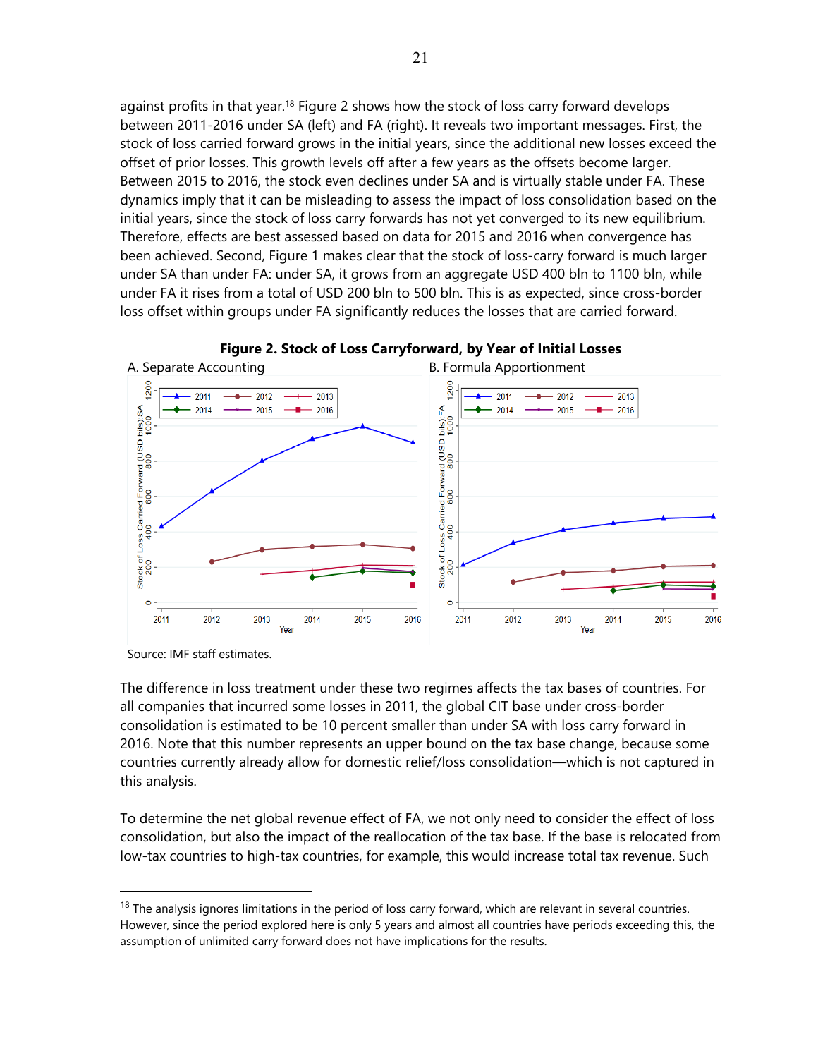against profits in that year.[18] Figure 2 shows how the stock of loss carry forward develops between 2011-2016 under SA (left) and FA (right). It reveals two important messages. First, the stock of loss carried forward grows in the initial years, since the additional new losses exceed the offset of prior losses. This growth levels off after a few years as the offsets become larger. Between 2015 to 2016, the stock even declines under SA and is virtually stable under FA. These dynamics imply that it can be misleading to assess the impact of loss consolidation based on the initial years, since the stock of loss carry forwards has not yet converged to its new equilibrium. Therefore, effects are best assessed based on data for 2015 and 2016 when convergence has been achieved. Second, Figure 1 makes clear that the stock of loss-carry forward is much larger under SA than under FA: under SA, it grows from an aggregate USD 400 bln to 1100 bln, while under FA it rises from a total of USD 200 bln to 500 bln. This is as expected, since cross-border loss offset within groups under FA significantly reduces the losses that are carried forward.

**Figure 2. Stock of Loss Carryforward, by Year of Initial Losses**

A. Separate Accounting | B. Formula Apportionment

Source: IMF staff estimates.

The difference in loss treatment under these two regimes affects the tax bases of countries. For all companies that incurred some losses in 2011, the global CIT base under cross-border consolidation is estimated to be 10 percent smaller than under SA with loss carry forward in 2016. Note that this number represents an upper bound on the tax base change, because some countries currently already allow for domestic relief/loss consolidation—which is not captured in this analysis.

To determine the net global revenue effect of FA, we not only need to consider the effect of loss consolidation, but also the impact of the reallocation of the tax base. If the base is relocated from low-tax countries to high-tax countries, for example, this would increase total tax revenue. Such

---

[18] The analysis ignores limitations in the period of loss carry forward, which are relevant in several countries. However, since the period explored here is only 5 years and almost all countries have periods exceeding this, the assumption of unlimited carry forward does not have implications for the results.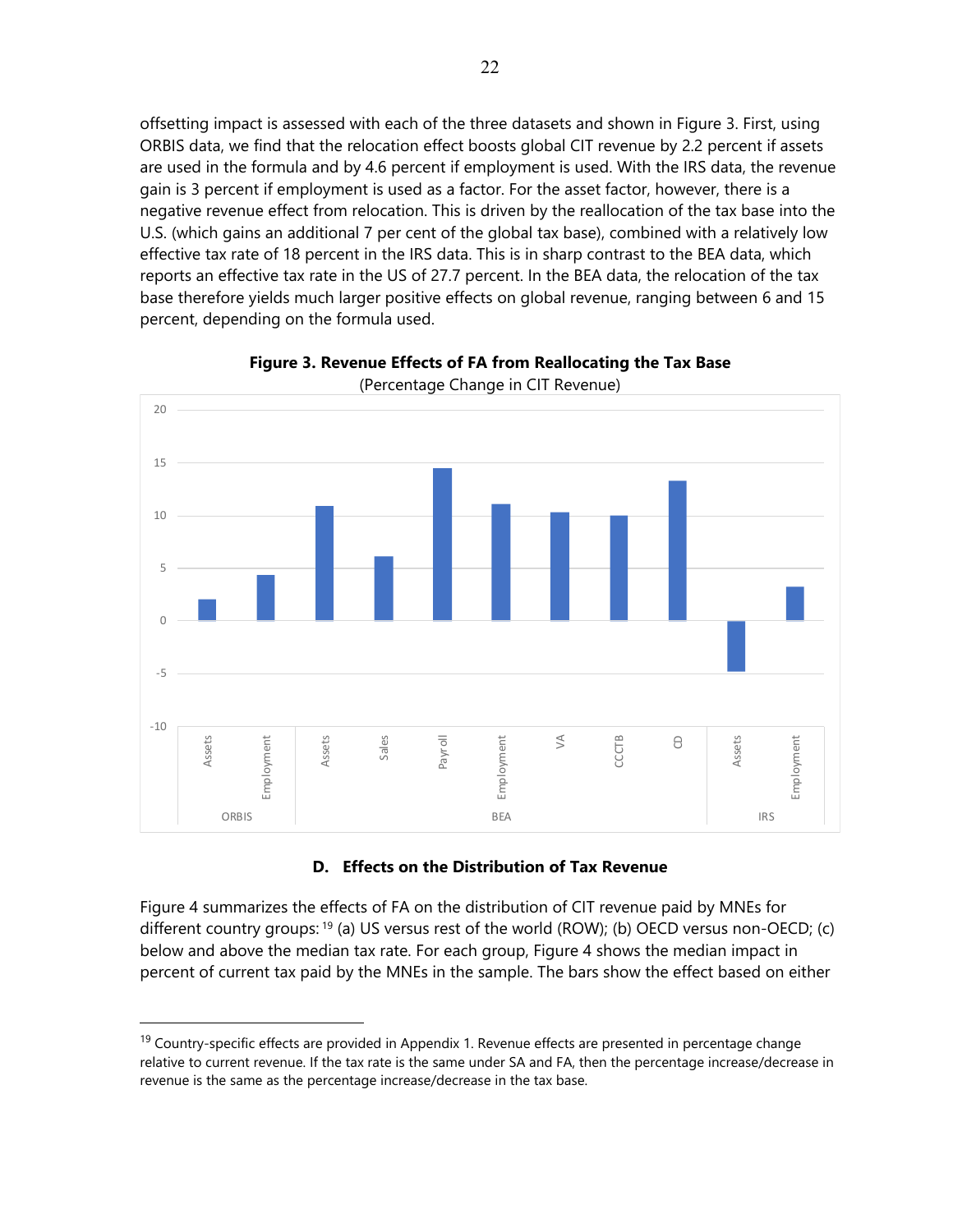offsetting impact is assessed with each of the three datasets and shown in Figure 3. First, using ORBIS data, we find that the relocation effect boosts global CIT revenue by 2.2 percent if assets are used in the formula and by 4.6 percent if employment is used. With the IRS data, the revenue gain is 3 percent if employment is used as a factor. For the asset factor, however, there is a negative revenue effect from relocation. This is driven by the reallocation of the tax base into the U.S. (which gains an additional 7 per cent of the global tax base), combined with a relatively low effective tax rate of 18 percent in the IRS data. This is in sharp contrast to the BEA data, which reports an effective tax rate in the US of 27.7 percent. In the BEA data, the relocation of the tax base therefore yields much larger positive effects on global revenue, ranging between 6 and 15 percent, depending on the formula used.

**Figure 3. Revenue Effects of FA from Reallocating the Tax Base**

(Percentage Change in CIT Revenue)

| Dataset | Factor | Percentage Change in CIT Revenue (approx.) |
|---|---|---|
| ORBIS | Assets | 2 |
| ORBIS | Employment | 4.3 |
| BEA | Assets | 10.9 |
| BEA | Sales | 6.1 |
| BEA | Payroll | 14.5 |
| BEA | Employment | 11.1 |
| BEA | VA | 10.3 |
| BEA | CCCTB | 10 |
| BEA | CD | 13.3 |
| IRS | Assets | -4.8 |
| IRS | Employment | 3.2 |

### D. Effects on the Distribution of Tax Revenue

Figure 4 summarizes the effects of FA on the distribution of CIT revenue paid by MNEs for different country groups:[19] (a) US versus rest of the world (ROW); (b) OECD versus non-OECD; (c) below and above the median tax rate. For each group, Figure 4 shows the median impact in percent of current tax paid by the MNEs in the sample. The bars show the effect based on either

---

[19] Country-specific effects are provided in Appendix 1. Revenue effects are presented in percentage change relative to current revenue. If the tax rate is the same under SA and FA, then the percentage increase/decrease in revenue is the same as the percentage increase/decrease in the tax base.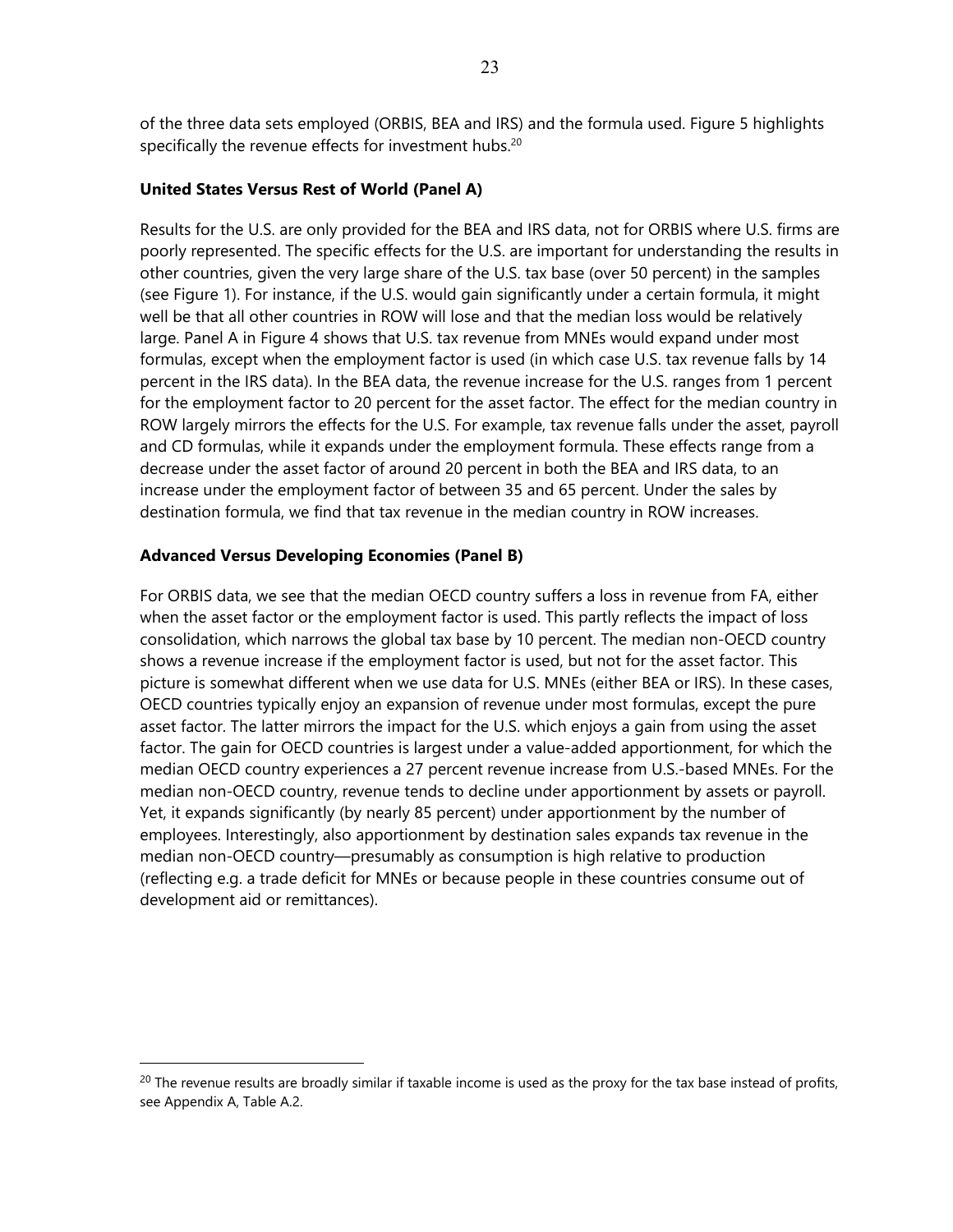of the three data sets employed (ORBIS, BEA and IRS) and the formula used. Figure 5 highlights specifically the revenue effects for investment hubs.[20]

**United States Versus Rest of World (Panel A)**

Results for the U.S. are only provided for the BEA and IRS data, not for ORBIS where U.S. firms are poorly represented. The specific effects for the U.S. are important for understanding the results in other countries, given the very large share of the U.S. tax base (over 50 percent) in the samples (see Figure 1). For instance, if the U.S. would gain significantly under a certain formula, it might well be that all other countries in ROW will lose and that the median loss would be relatively large. Panel A in Figure 4 shows that U.S. tax revenue from MNEs would expand under most formulas, except when the employment factor is used (in which case U.S. tax revenue falls by 14 percent in the IRS data). In the BEA data, the revenue increase for the U.S. ranges from 1 percent for the employment factor to 20 percent for the asset factor. The effect for the median country in ROW largely mirrors the effects for the U.S. For example, tax revenue falls under the asset, payroll and CD formulas, while it expands under the employment formula. These effects range from a decrease under the asset factor of around 20 percent in both the BEA and IRS data, to an increase under the employment factor of between 35 and 65 percent. Under the sales by destination formula, we find that tax revenue in the median country in ROW increases.

**Advanced Versus Developing Economies (Panel B)**

For ORBIS data, we see that the median OECD country suffers a loss in revenue from FA, either when the asset factor or the employment factor is used. This partly reflects the impact of loss consolidation, which narrows the global tax base by 10 percent. The median non-OECD country shows a revenue increase if the employment factor is used, but not for the asset factor. This picture is somewhat different when we use data for U.S. MNEs (either BEA or IRS). In these cases, OECD countries typically enjoy an expansion of revenue under most formulas, except the pure asset factor. The latter mirrors the impact for the U.S. which enjoys a gain from using the asset factor. The gain for OECD countries is largest under a value-added apportionment, for which the median OECD country experiences a 27 percent revenue increase from U.S.-based MNEs. For the median non-OECD country, revenue tends to decline under apportionment by assets or payroll. Yet, it expands significantly (by nearly 85 percent) under apportionment by the number of employees. Interestingly, also apportionment by destination sales expands tax revenue in the median non-OECD country—presumably as consumption is high relative to production (reflecting e.g. a trade deficit for MNEs or because people in these countries consume out of development aid or remittances).

[20] The revenue results are broadly similar if taxable income is used as the proxy for the tax base instead of profits, see Appendix A, Table A.2.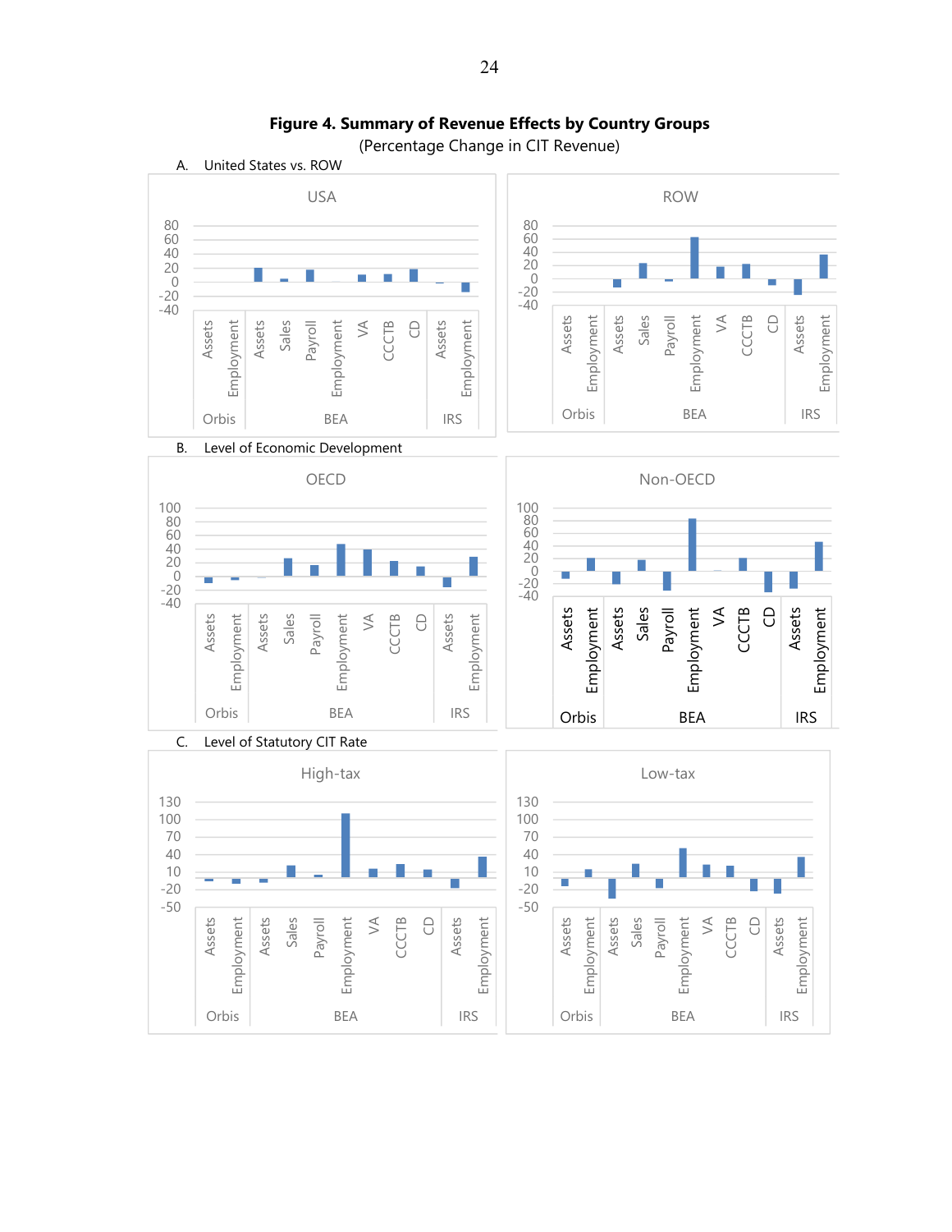**Figure 4. Summary of Revenue Effects by Country Groups**

(Percentage Change in CIT Revenue)

A. United States vs. ROW

USA

ROW

B. Level of Economic Development

OECD

Non-OECD

C. Level of Statutory CIT Rate

High-tax

Low-tax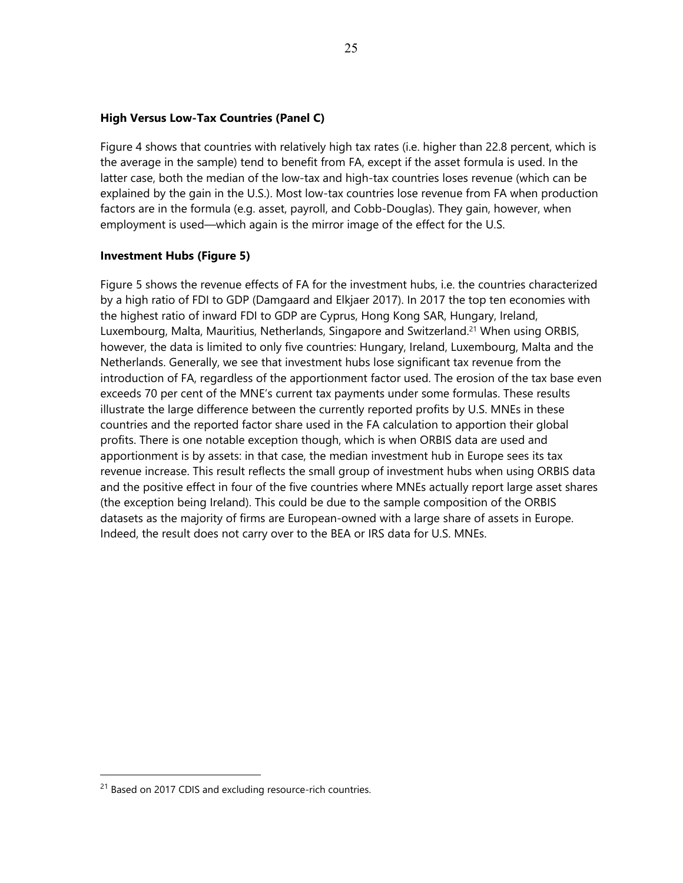**High Versus Low-Tax Countries (Panel C)**

Figure 4 shows that countries with relatively high tax rates (i.e. higher than 22.8 percent, which is the average in the sample) tend to benefit from FA, except if the asset formula is used. In the latter case, both the median of the low-tax and high-tax countries loses revenue (which can be explained by the gain in the U.S.). Most low-tax countries lose revenue from FA when production factors are in the formula (e.g. asset, payroll, and Cobb-Douglas). They gain, however, when employment is used—which again is the mirror image of the effect for the U.S.

**Investment Hubs (Figure 5)**

Figure 5 shows the revenue effects of FA for the investment hubs, i.e. the countries characterized by a high ratio of FDI to GDP (Damgaard and Elkjaer 2017). In 2017 the top ten economies with the highest ratio of inward FDI to GDP are Cyprus, Hong Kong SAR, Hungary, Ireland, Luxembourg, Malta, Mauritius, Netherlands, Singapore and Switzerland.[21] When using ORBIS, however, the data is limited to only five countries: Hungary, Ireland, Luxembourg, Malta and the Netherlands. Generally, we see that investment hubs lose significant tax revenue from the introduction of FA, regardless of the apportionment factor used. The erosion of the tax base even exceeds 70 per cent of the MNE's current tax payments under some formulas. These results illustrate the large difference between the currently reported profits by U.S. MNEs in these countries and the reported factor share used in the FA calculation to apportion their global profits. There is one notable exception though, which is when ORBIS data are used and apportionment is by assets: in that case, the median investment hub in Europe sees its tax revenue increase. This result reflects the small group of investment hubs when using ORBIS data and the positive effect in four of the five countries where MNEs actually report large asset shares (the exception being Ireland). This could be due to the sample composition of the ORBIS datasets as the majority of firms are European-owned with a large share of assets in Europe. Indeed, the result does not carry over to the BEA or IRS data for U.S. MNEs.

[21] Based on 2017 CDIS and excluding resource-rich countries.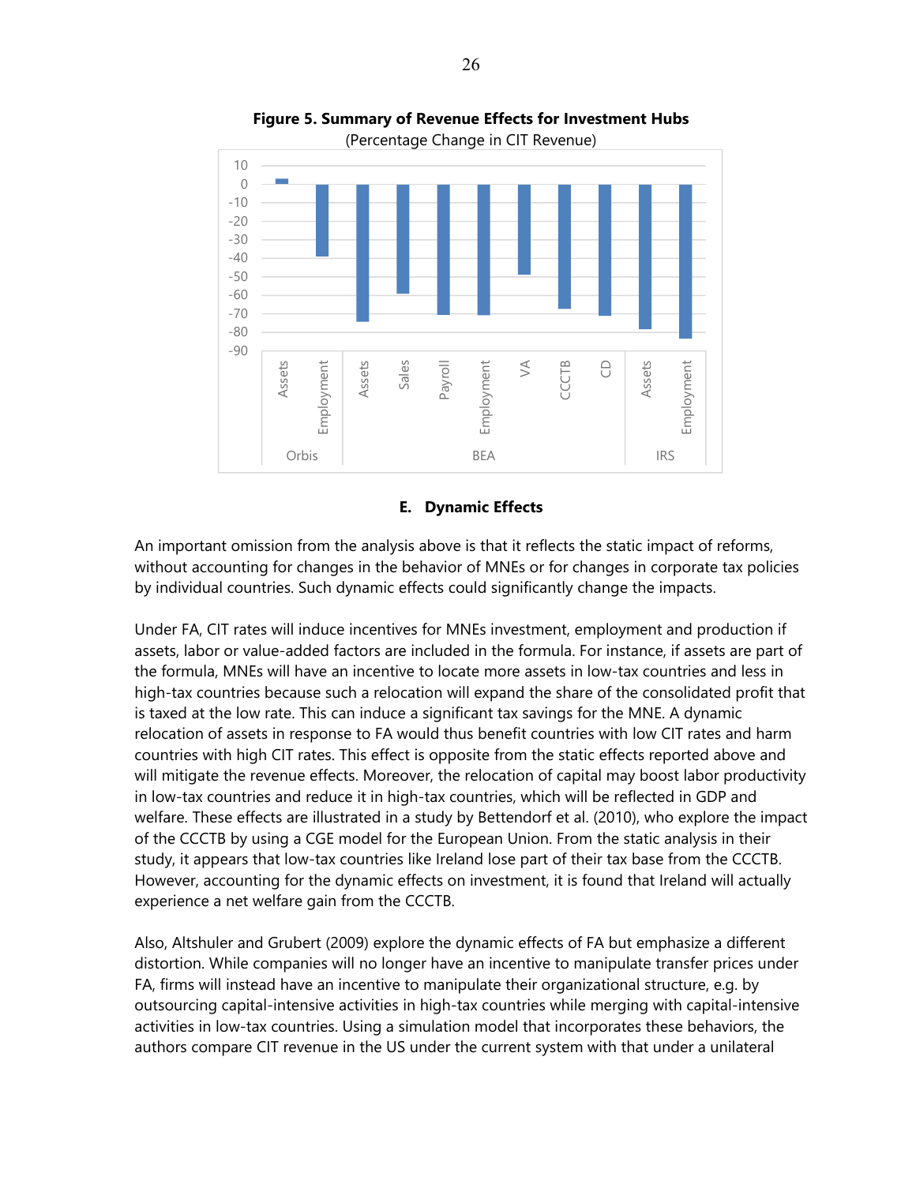**Figure 5. Summary of Revenue Effects for Investment Hubs**

(Percentage Change in CIT Revenue)

### E. Dynamic Effects

An important omission from the analysis above is that it reflects the static impact of reforms, without accounting for changes in the behavior of MNEs or for changes in corporate tax policies by individual countries. Such dynamic effects could significantly change the impacts.

Under FA, CIT rates will induce incentives for MNEs investment, employment and production if assets, labor or value-added factors are included in the formula. For instance, if assets are part of the formula, MNEs will have an incentive to locate more assets in low-tax countries and less in high-tax countries because such a relocation will expand the share of the consolidated profit that is taxed at the low rate. This can induce a significant tax savings for the MNE. A dynamic relocation of assets in response to FA would thus benefit countries with low CIT rates and harm countries with high CIT rates. This effect is opposite from the static effects reported above and will mitigate the revenue effects. Moreover, the relocation of capital may boost labor productivity in low-tax countries and reduce it in high-tax countries, which will be reflected in GDP and welfare. These effects are illustrated in a study by Bettendorf et al. (2010), who explore the impact of the CCCTB by using a CGE model for the European Union. From the static analysis in their study, it appears that low-tax countries like Ireland lose part of their tax base from the CCCTB. However, accounting for the dynamic effects on investment, it is found that Ireland will actually experience a net welfare gain from the CCCTB.

Also, Altshuler and Grubert (2009) explore the dynamic effects of FA but emphasize a different distortion. While companies will no longer have an incentive to manipulate transfer prices under FA, firms will instead have an incentive to manipulate their organizational structure, e.g. by outsourcing capital-intensive activities in high-tax countries while merging with capital-intensive activities in low-tax countries. Using a simulation model that incorporates these behaviors, the authors compare CIT revenue in the US under the current system with that under a unilateral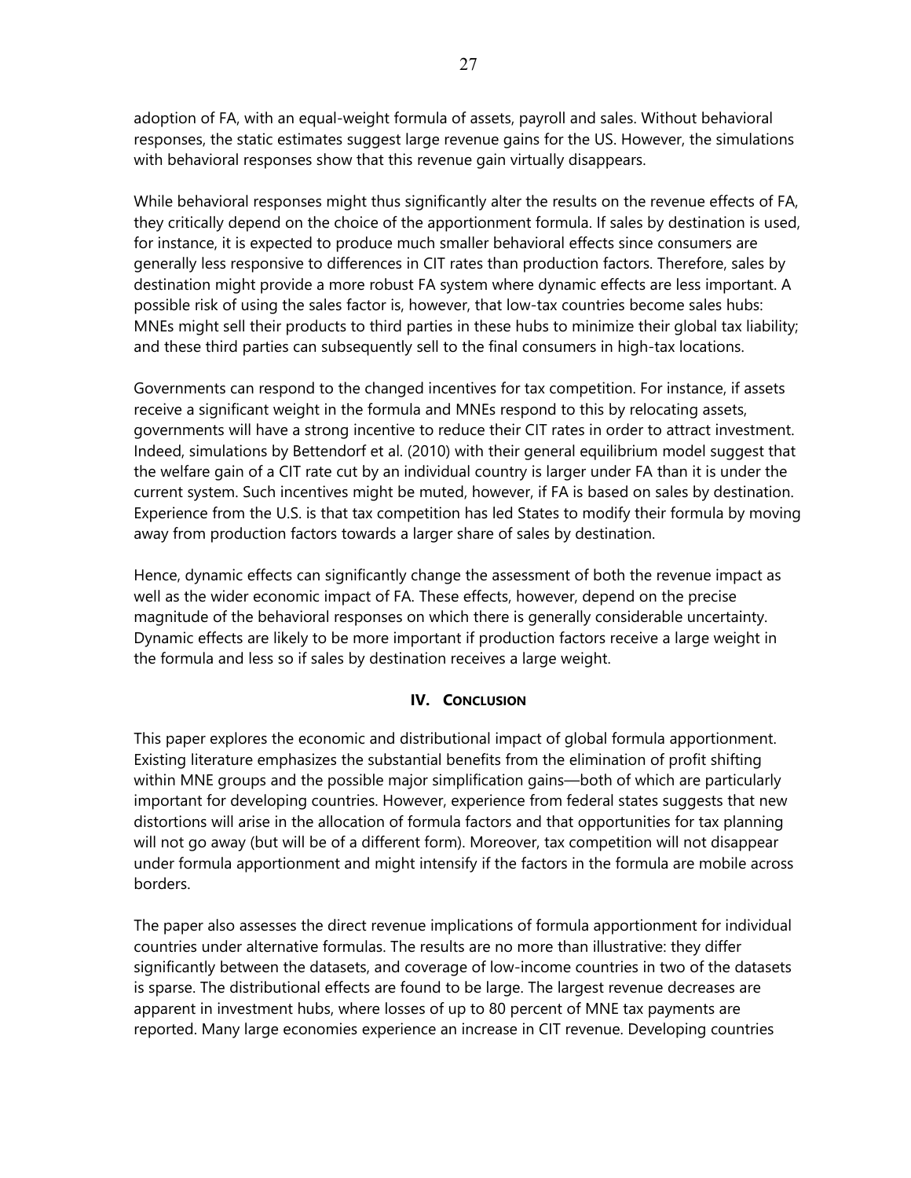adoption of FA, with an equal-weight formula of assets, payroll and sales. Without behavioral responses, the static estimates suggest large revenue gains for the US. However, the simulations with behavioral responses show that this revenue gain virtually disappears.

While behavioral responses might thus significantly alter the results on the revenue effects of FA, they critically depend on the choice of the apportionment formula. If sales by destination is used, for instance, it is expected to produce much smaller behavioral effects since consumers are generally less responsive to differences in CIT rates than production factors. Therefore, sales by destination might provide a more robust FA system where dynamic effects are less important. A possible risk of using the sales factor is, however, that low-tax countries become sales hubs: MNEs might sell their products to third parties in these hubs to minimize their global tax liability; and these third parties can subsequently sell to the final consumers in high-tax locations.

Governments can respond to the changed incentives for tax competition. For instance, if assets receive a significant weight in the formula and MNEs respond to this by relocating assets, governments will have a strong incentive to reduce their CIT rates in order to attract investment. Indeed, simulations by Bettendorf et al. (2010) with their general equilibrium model suggest that the welfare gain of a CIT rate cut by an individual country is larger under FA than it is under the current system. Such incentives might be muted, however, if FA is based on sales by destination. Experience from the U.S. is that tax competition has led States to modify their formula by moving away from production factors towards a larger share of sales by destination.

Hence, dynamic effects can significantly change the assessment of both the revenue impact as well as the wider economic impact of FA. These effects, however, depend on the precise magnitude of the behavioral responses on which there is generally considerable uncertainty. Dynamic effects are likely to be more important if production factors receive a large weight in the formula and less so if sales by destination receives a large weight.

## IV. Conclusion

This paper explores the economic and distributional impact of global formula apportionment. Existing literature emphasizes the substantial benefits from the elimination of profit shifting within MNE groups and the possible major simplification gains—both of which are particularly important for developing countries. However, experience from federal states suggests that new distortions will arise in the allocation of formula factors and that opportunities for tax planning will not go away (but will be of a different form). Moreover, tax competition will not disappear under formula apportionment and might intensify if the factors in the formula are mobile across borders.

The paper also assesses the direct revenue implications of formula apportionment for individual countries under alternative formulas. The results are no more than illustrative: they differ significantly between the datasets, and coverage of low-income countries in two of the datasets is sparse. The distributional effects are found to be large. The largest revenue decreases are apparent in investment hubs, where losses of up to 80 percent of MNE tax payments are reported. Many large economies experience an increase in CIT revenue. Developing countries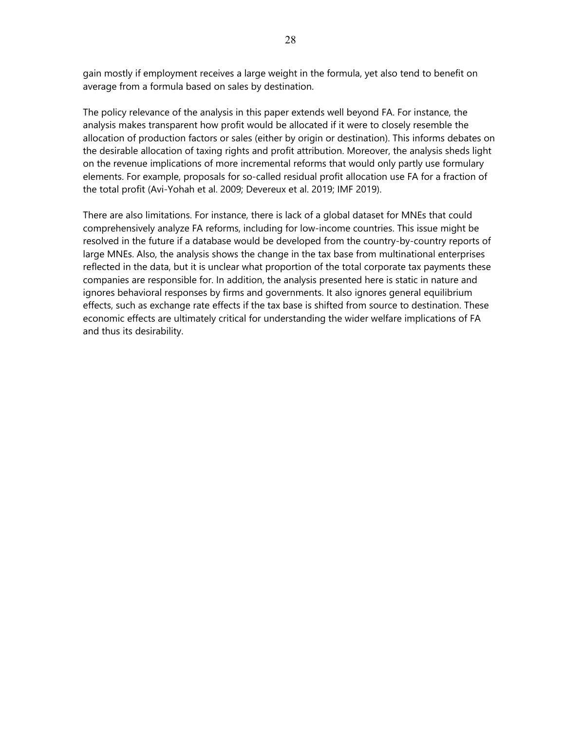gain mostly if employment receives a large weight in the formula, yet also tend to benefit on average from a formula based on sales by destination.

The policy relevance of the analysis in this paper extends well beyond FA. For instance, the analysis makes transparent how profit would be allocated if it were to closely resemble the allocation of production factors or sales (either by origin or destination). This informs debates on the desirable allocation of taxing rights and profit attribution. Moreover, the analysis sheds light on the revenue implications of more incremental reforms that would only partly use formulary elements. For example, proposals for so-called residual profit allocation use FA for a fraction of the total profit (Avi-Yohah et al. 2009; Devereux et al. 2019; IMF 2019).

There are also limitations. For instance, there is lack of a global dataset for MNEs that could comprehensively analyze FA reforms, including for low-income countries. This issue might be resolved in the future if a database would be developed from the country-by-country reports of large MNEs. Also, the analysis shows the change in the tax base from multinational enterprises reflected in the data, but it is unclear what proportion of the total corporate tax payments these companies are responsible for. In addition, the analysis presented here is static in nature and ignores behavioral responses by firms and governments. It also ignores general equilibrium effects, such as exchange rate effects if the tax base is shifted from source to destination. These economic effects are ultimately critical for understanding the wider welfare implications of FA and thus its desirability.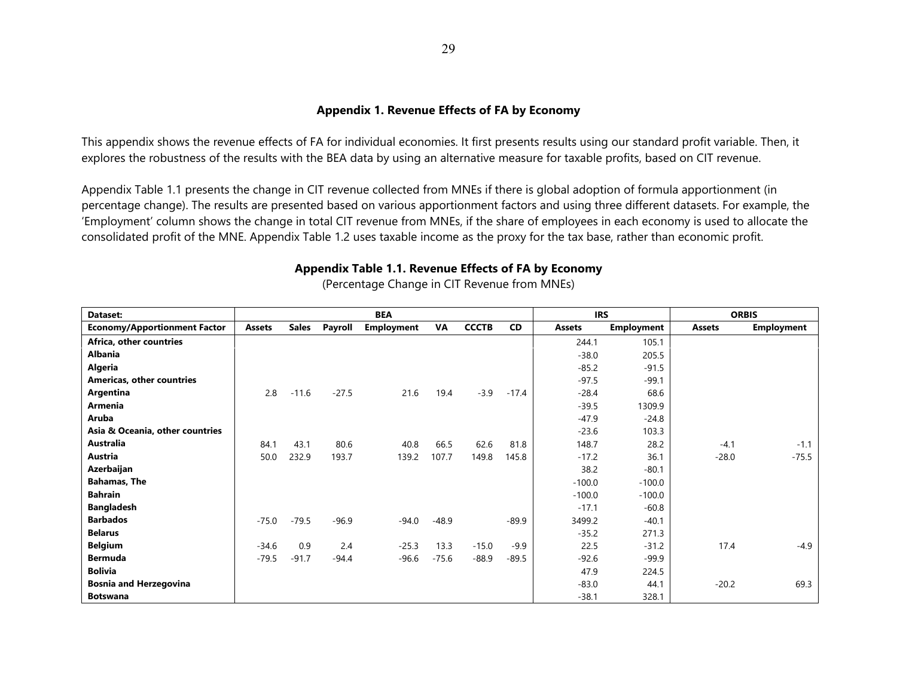## Appendix 1. Revenue Effects of FA by Economy

This appendix shows the revenue effects of FA for individual economies. It first presents results using our standard profit variable. Then, it explores the robustness of the results with the BEA data by using an alternative measure for taxable profits, based on CIT revenue.

Appendix Table 1.1 presents the change in CIT revenue collected from MNEs if there is global adoption of formula apportionment (in percentage change). The results are presented based on various apportionment factors and using three different datasets. For example, the 'Employment' column shows the change in total CIT revenue from MNEs, if the share of employees in each economy is used to allocate the consolidated profit of the MNE. Appendix Table 1.2 uses taxable income as the proxy for the tax base, rather than economic profit.

### Appendix Table 1.1. Revenue Effects of FA by Economy

(Percentage Change in CIT Revenue from MNEs)

| Dataset: | BEA | | | | | | | IRS | | ORBIS | |
|---|---|---|---|---|---|---|---|---|---|---|---|
| **Economy/Apportionment Factor** | **Assets** | **Sales** | **Payroll** | **Employment** | **VA** | **CCCTB** | **CD** | **Assets** | **Employment** | **Assets** | **Employment** |
| **Africa, other countries** | | | | | | | | 244.1 | 105.1 | | |
| **Albania** | | | | | | | | -38.0 | 205.5 | | |
| **Algeria** | | | | | | | | -85.2 | -91.5 | | |
| **Americas, other countries** | | | | | | | | -97.5 | -99.1 | | |
| **Argentina** | 2.8 | -11.6 | -27.5 | 21.6 | 19.4 | -3.9 | -17.4 | -28.4 | 68.6 | | |
| **Armenia** | | | | | | | | -39.5 | 1309.9 | | |
| **Aruba** | | | | | | | | -47.9 | -24.8 | | |
| **Asia & Oceania, other countries** | | | | | | | | -23.6 | 103.3 | | |
| **Australia** | 84.1 | 43.1 | 80.6 | 40.8 | 66.5 | 62.6 | 81.8 | 148.7 | 28.2 | -4.1 | -1.1 |
| **Austria** | 50.0 | 232.9 | 193.7 | 139.2 | 107.7 | 149.8 | 145.8 | -17.2 | 36.1 | -28.0 | -75.5 |
| **Azerbaijan** | | | | | | | | 38.2 | -80.1 | | |
| **Bahamas, The** | | | | | | | | -100.0 | -100.0 | | |
| **Bahrain** | | | | | | | | -100.0 | -100.0 | | |
| **Bangladesh** | | | | | | | | -17.1 | -60.8 | | |
| **Barbados** | -75.0 | -79.5 | -96.9 | -94.0 | -48.9 | | -89.9 | 3499.2 | -40.1 | | |
| **Belarus** | | | | | | | | -35.2 | 271.3 | | |
| **Belgium** | -34.6 | 0.9 | 2.4 | -25.3 | 13.3 | -15.0 | -9.9 | 22.5 | -31.2 | 17.4 | -4.9 |
| **Bermuda** | -79.5 | -91.7 | -94.4 | -96.6 | -75.6 | -88.9 | -89.5 | -92.6 | -99.9 | | |
| **Bolivia** | | | | | | | | 47.9 | 224.5 | | |
| **Bosnia and Herzegovina** | | | | | | | | -83.0 | 44.1 | -20.2 | 69.3 |
| **Botswana** | | | | | | | | -38.1 | 328.1 | | |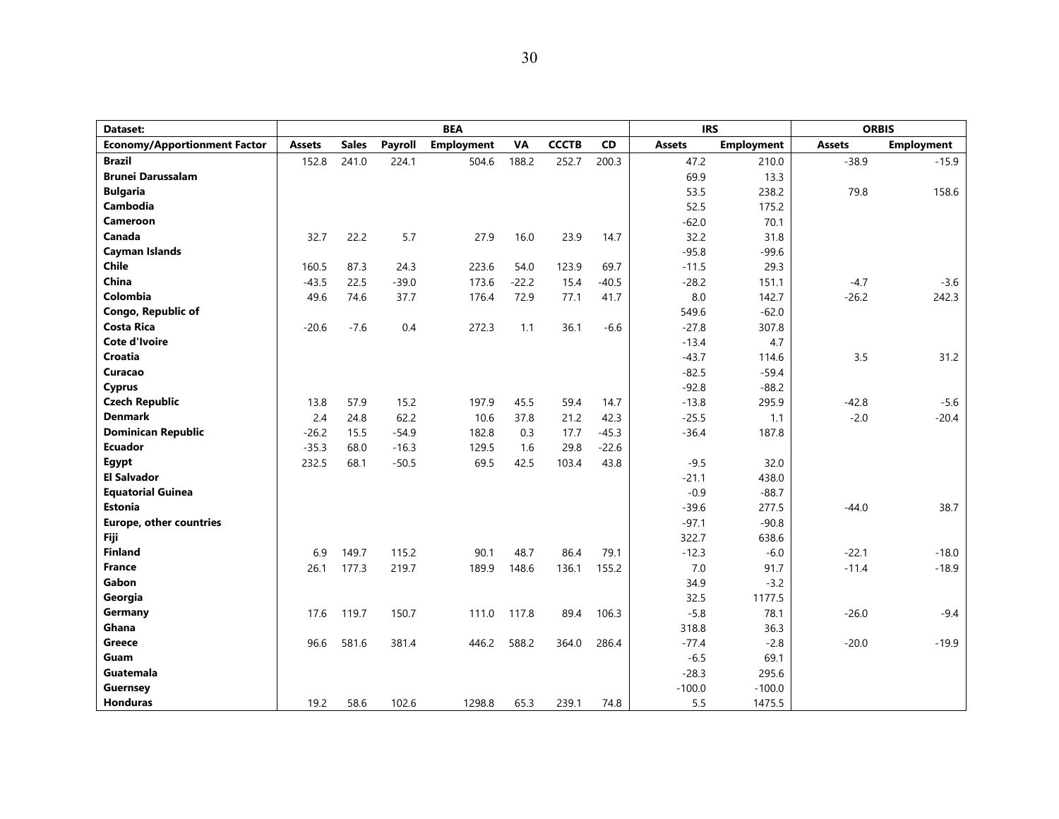| Dataset: | BEA | | | | | | | IRS | | ORBIS | |
|---|---|---|---|---|---|---|---|---|---|---|---|
| **Economy/Apportionment Factor** | **Assets** | **Sales** | **Payroll** | **Employment** | **VA** | **CCCTB** | **CD** | **Assets** | **Employment** | **Assets** | **Employment** |
| **Brazil** | 152.8 | 241.0 | 224.1 | 504.6 | 188.2 | 252.7 | 200.3 | 47.2 | 210.0 | -38.9 | -15.9 |
| **Brunei Darussalam** | | | | | | | | 69.9 | 13.3 | | |
| **Bulgaria** | | | | | | | | 53.5 | 238.2 | 79.8 | 158.6 |
| **Cambodia** | | | | | | | | 52.5 | 175.2 | | |
| **Cameroon** | | | | | | | | -62.0 | 70.1 | | |
| **Canada** | 32.7 | 22.2 | 5.7 | 27.9 | 16.0 | 23.9 | 14.7 | 32.2 | 31.8 | | |
| **Cayman Islands** | | | | | | | | -95.8 | -99.6 | | |
| **Chile** | 160.5 | 87.3 | 24.3 | 223.6 | 54.0 | 123.9 | 69.7 | -11.5 | 29.3 | | |
| **China** | -43.5 | 22.5 | -39.0 | 173.6 | -22.2 | 15.4 | -40.5 | -28.2 | 151.1 | -4.7 | -3.6 |
| **Colombia** | 49.6 | 74.6 | 37.7 | 176.4 | 72.9 | 77.1 | 41.7 | 8.0 | 142.7 | -26.2 | 242.3 |
| **Congo, Republic of** | | | | | | | | 549.6 | -62.0 | | |
| **Costa Rica** | -20.6 | -7.6 | 0.4 | 272.3 | 1.1 | 36.1 | -6.6 | -27.8 | 307.8 | | |
| **Cote d'Ivoire** | | | | | | | | -13.4 | 4.7 | | |
| **Croatia** | | | | | | | | -43.7 | 114.6 | 3.5 | 31.2 |
| **Curacao** | | | | | | | | -82.5 | -59.4 | | |
| **Cyprus** | | | | | | | | -92.8 | -88.2 | | |
| **Czech Republic** | 13.8 | 57.9 | 15.2 | 197.9 | 45.5 | 59.4 | 14.7 | -13.8 | 295.9 | -42.8 | -5.6 |
| **Denmark** | 2.4 | 24.8 | 62.2 | 10.6 | 37.8 | 21.2 | 42.3 | -25.5 | 1.1 | -2.0 | -20.4 |
| **Dominican Republic** | -26.2 | 15.5 | -54.9 | 182.8 | 0.3 | 17.7 | -45.3 | -36.4 | 187.8 | | |
| **Ecuador** | -35.3 | 68.0 | -16.3 | 129.5 | 1.6 | 29.8 | -22.6 | | | | |
| **Egypt** | 232.5 | 68.1 | -50.5 | 69.5 | 42.5 | 103.4 | 43.8 | -9.5 | 32.0 | | |
| **El Salvador** | | | | | | | | -21.1 | 438.0 | | |
| **Equatorial Guinea** | | | | | | | | -0.9 | -88.7 | | |
| **Estonia** | | | | | | | | -39.6 | 277.5 | -44.0 | 38.7 |
| **Europe, other countries** | | | | | | | | -97.1 | -90.8 | | |
| **Fiji** | | | | | | | | 322.7 | 638.6 | | |
| **Finland** | 6.9 | 149.7 | 115.2 | 90.1 | 48.7 | 86.4 | 79.1 | -12.3 | -6.0 | -22.1 | -18.0 |
| **France** | 26.1 | 177.3 | 219.7 | 189.9 | 148.6 | 136.1 | 155.2 | 7.0 | 91.7 | -11.4 | -18.9 |
| **Gabon** | | | | | | | | 34.9 | -3.2 | | |
| **Georgia** | | | | | | | | 32.5 | 1177.5 | | |
| **Germany** | 17.6 | 119.7 | 150.7 | 111.0 | 117.8 | 89.4 | 106.3 | -5.8 | 78.1 | -26.0 | -9.4 |
| **Ghana** | | | | | | | | 318.8 | 36.3 | | |
| **Greece** | 96.6 | 581.6 | 381.4 | 446.2 | 588.2 | 364.0 | 286.4 | -77.4 | -2.8 | -20.0 | -19.9 |
| **Guam** | | | | | | | | -6.5 | 69.1 | | |
| **Guatemala** | | | | | | | | -28.3 | 295.6 | | |
| **Guernsey** | | | | | | | | -100.0 | -100.0 | | |
| **Honduras** | 19.2 | 58.6 | 102.6 | 1298.8 | 65.3 | 239.1 | 74.8 | 5.5 | 1475.5 | | |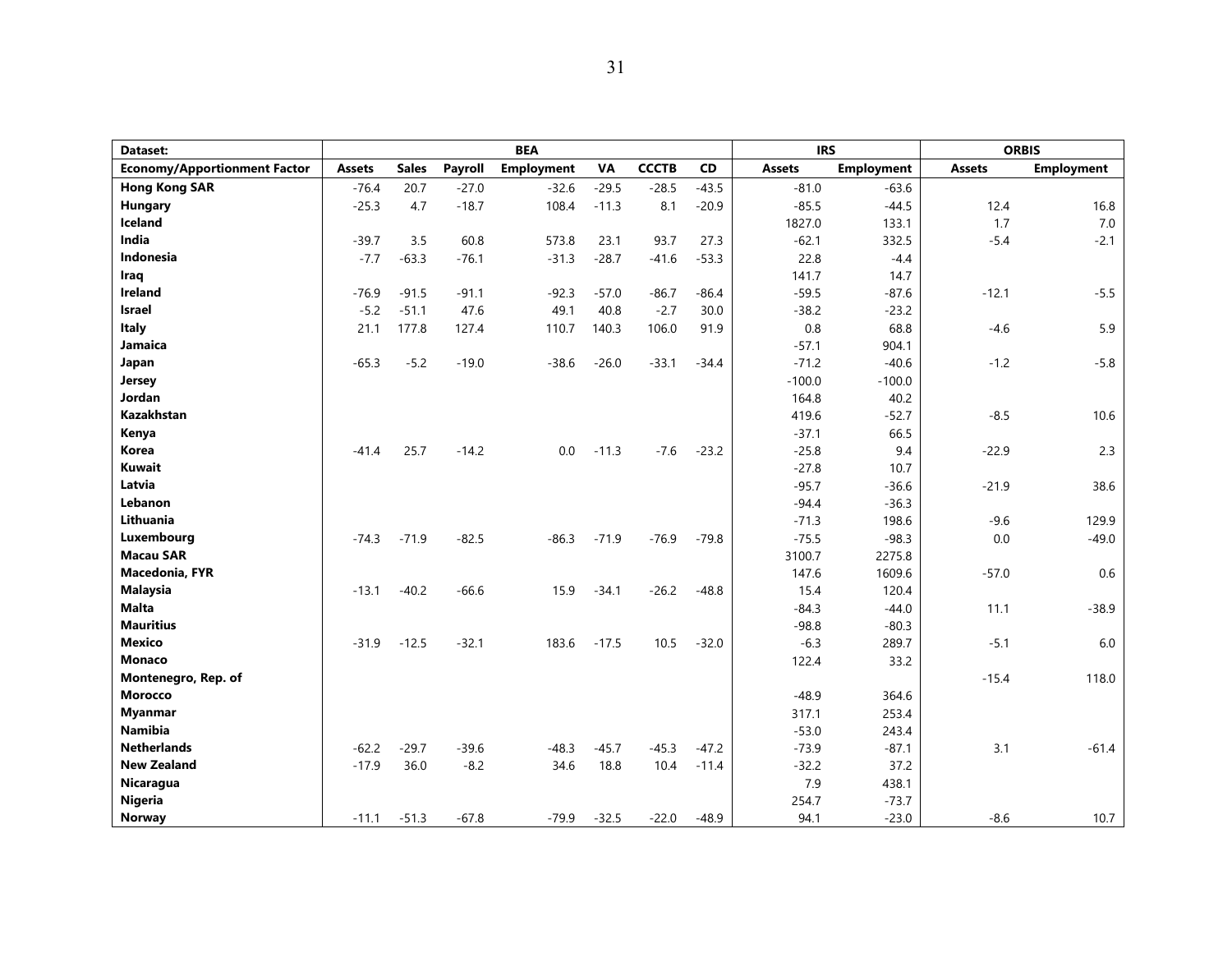| Dataset: | BEA | | | | | | | IRS | | ORBIS | |
|---|---|---|---|---|---|---|---|---|---|---|---|
| **Economy/Apportionment Factor** | **Assets** | **Sales** | **Payroll** | **Employment** | **VA** | **CCCTB** | **CD** | **Assets** | **Employment** | **Assets** | **Employment** |
| **Hong Kong SAR** | -76.4 | 20.7 | -27.0 | -32.6 | -29.5 | -28.5 | -43.5 | -81.0 | -63.6 | | |
| **Hungary** | -25.3 | 4.7 | -18.7 | 108.4 | -11.3 | 8.1 | -20.9 | -85.5 | -44.5 | 12.4 | 16.8 |
| **Iceland** | | | | | | | | 1827.0 | 133.1 | 1.7 | 7.0 |
| **India** | -39.7 | 3.5 | 60.8 | 573.8 | 23.1 | 93.7 | 27.3 | -62.1 | 332.5 | -5.4 | -2.1 |
| **Indonesia** | -7.7 | -63.3 | -76.1 | -31.3 | -28.7 | -41.6 | -53.3 | 22.8 | -4.4 | | |
| **Iraq** | | | | | | | | 141.7 | 14.7 | | |
| **Ireland** | -76.9 | -91.5 | -91.1 | -92.3 | -57.0 | -86.7 | -86.4 | -59.5 | -87.6 | -12.1 | -5.5 |
| **Israel** | -5.2 | -51.1 | 47.6 | 49.1 | 40.8 | -2.7 | 30.0 | -38.2 | -23.2 | | |
| **Italy** | 21.1 | 177.8 | 127.4 | 110.7 | 140.3 | 106.0 | 91.9 | 0.8 | 68.8 | -4.6 | 5.9 |
| **Jamaica** | | | | | | | | -57.1 | 904.1 | | |
| **Japan** | -65.3 | -5.2 | -19.0 | -38.6 | -26.0 | -33.1 | -34.4 | -71.2 | -40.6 | -1.2 | -5.8 |
| **Jersey** | | | | | | | | -100.0 | -100.0 | | |
| **Jordan** | | | | | | | | 164.8 | 40.2 | | |
| **Kazakhstan** | | | | | | | | 419.6 | -52.7 | -8.5 | 10.6 |
| **Kenya** | | | | | | | | -37.1 | 66.5 | | |
| **Korea** | -41.4 | 25.7 | -14.2 | 0.0 | -11.3 | -7.6 | -23.2 | -25.8 | 9.4 | -22.9 | 2.3 |
| **Kuwait** | | | | | | | | -27.8 | 10.7 | | |
| **Latvia** | | | | | | | | -95.7 | -36.6 | -21.9 | 38.6 |
| **Lebanon** | | | | | | | | -94.4 | -36.3 | | |
| **Lithuania** | | | | | | | | -71.3 | 198.6 | -9.6 | 129.9 |
| **Luxembourg** | -74.3 | -71.9 | -82.5 | -86.3 | -71.9 | -76.9 | -79.8 | -75.5 | -98.3 | 0.0 | -49.0 |
| **Macau SAR** | | | | | | | | 3100.7 | 2275.8 | | |
| **Macedonia, FYR** | | | | | | | | 147.6 | 1609.6 | -57.0 | 0.6 |
| **Malaysia** | -13.1 | -40.2 | -66.6 | 15.9 | -34.1 | -26.2 | -48.8 | 15.4 | 120.4 | | |
| **Malta** | | | | | | | | -84.3 | -44.0 | 11.1 | -38.9 |
| **Mauritius** | | | | | | | | -98.8 | -80.3 | | |
| **Mexico** | -31.9 | -12.5 | -32.1 | 183.6 | -17.5 | 10.5 | -32.0 | -6.3 | 289.7 | -5.1 | 6.0 |
| **Monaco** | | | | | | | | 122.4 | 33.2 | | |
| **Montenegro, Rep. of** | | | | | | | | | | -15.4 | 118.0 |
| **Morocco** | | | | | | | | -48.9 | 364.6 | | |
| **Myanmar** | | | | | | | | 317.1 | 253.4 | | |
| **Namibia** | | | | | | | | -53.0 | 243.4 | | |
| **Netherlands** | -62.2 | -29.7 | -39.6 | -48.3 | -45.7 | -45.3 | -47.2 | -73.9 | -87.1 | 3.1 | -61.4 |
| **New Zealand** | -17.9 | 36.0 | -8.2 | 34.6 | 18.8 | 10.4 | -11.4 | -32.2 | 37.2 | | |
| **Nicaragua** | | | | | | | | 7.9 | 438.1 | | |
| **Nigeria** | | | | | | | | 254.7 | -73.7 | | |
| **Norway** | -11.1 | -51.3 | -67.8 | -79.9 | -32.5 | -22.0 | -48.9 | 94.1 | -23.0 | -8.6 | 10.7 |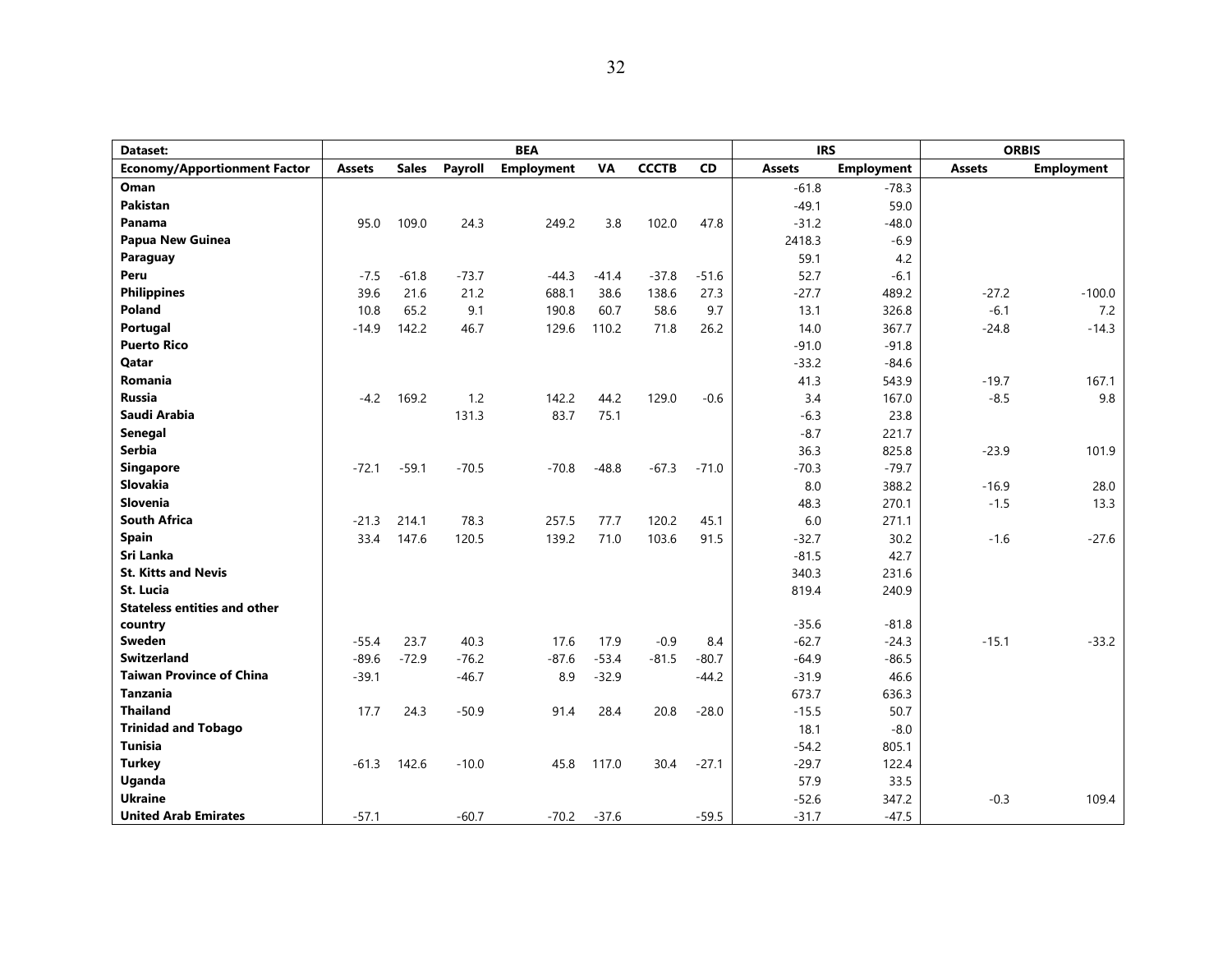| Dataset: | BEA | | | | | | | IRS | | ORBIS | |
|---|---|---|---|---|---|---|---|---|---|---|---|
| **Economy/Apportionment Factor** | **Assets** | **Sales** | **Payroll** | **Employment** | **VA** | **CCCTB** | **CD** | **Assets** | **Employment** | **Assets** | **Employment** |
| **Oman** | | | | | | | | -61.8 | -78.3 | | |
| **Pakistan** | | | | | | | | -49.1 | 59.0 | | |
| **Panama** | 95.0 | 109.0 | 24.3 | 249.2 | 3.8 | 102.0 | 47.8 | -31.2 | -48.0 | | |
| **Papua New Guinea** | | | | | | | | 2418.3 | -6.9 | | |
| **Paraguay** | | | | | | | | 59.1 | 4.2 | | |
| **Peru** | -7.5 | -61.8 | -73.7 | -44.3 | -41.4 | -37.8 | -51.6 | 52.7 | -6.1 | | |
| **Philippines** | 39.6 | 21.6 | 21.2 | 688.1 | 38.6 | 138.6 | 27.3 | -27.7 | 489.2 | -27.2 | -100.0 |
| **Poland** | 10.8 | 65.2 | 9.1 | 190.8 | 60.7 | 58.6 | 9.7 | 13.1 | 326.8 | -6.1 | 7.2 |
| **Portugal** | -14.9 | 142.2 | 46.7 | 129.6 | 110.2 | 71.8 | 26.2 | 14.0 | 367.7 | -24.8 | -14.3 |
| **Puerto Rico** | | | | | | | | -91.0 | -91.8 | | |
| **Qatar** | | | | | | | | -33.2 | -84.6 | | |
| **Romania** | | | | | | | | 41.3 | 543.9 | -19.7 | 167.1 |
| **Russia** | -4.2 | 169.2 | 1.2 | 142.2 | 44.2 | 129.0 | -0.6 | 3.4 | 167.0 | -8.5 | 9.8 |
| **Saudi Arabia** | | | 131.3 | 83.7 | 75.1 | | | -6.3 | 23.8 | | |
| **Senegal** | | | | | | | | -8.7 | 221.7 | | |
| **Serbia** | | | | | | | | 36.3 | 825.8 | -23.9 | 101.9 |
| **Singapore** | -72.1 | -59.1 | -70.5 | -70.8 | -48.8 | -67.3 | -71.0 | -70.3 | -79.7 | | |
| **Slovakia** | | | | | | | | 8.0 | 388.2 | -16.9 | 28.0 |
| **Slovenia** | | | | | | | | 48.3 | 270.1 | -1.5 | 13.3 |
| **South Africa** | -21.3 | 214.1 | 78.3 | 257.5 | 77.7 | 120.2 | 45.1 | 6.0 | 271.1 | | |
| **Spain** | 33.4 | 147.6 | 120.5 | 139.2 | 71.0 | 103.6 | 91.5 | -32.7 | 30.2 | -1.6 | -27.6 |
| **Sri Lanka** | | | | | | | | -81.5 | 42.7 | | |
| **St. Kitts and Nevis** | | | | | | | | 340.3 | 231.6 | | |
| **St. Lucia** | | | | | | | | 819.4 | 240.9 | | |
| **Stateless entities and other country** | | | | | | | | -35.6 | -81.8 | | |
| **Sweden** | -55.4 | 23.7 | 40.3 | 17.6 | 17.9 | -0.9 | 8.4 | -62.7 | -24.3 | -15.1 | -33.2 |
| **Switzerland** | -89.6 | -72.9 | -76.2 | -87.6 | -53.4 | -81.5 | -80.7 | -64.9 | -86.5 | | |
| **Taiwan Province of China** | -39.1 | | -46.7 | 8.9 | -32.9 | | -44.2 | -31.9 | 46.6 | | |
| **Tanzania** | | | | | | | | 673.7 | 636.3 | | |
| **Thailand** | 17.7 | 24.3 | -50.9 | 91.4 | 28.4 | 20.8 | -28.0 | -15.5 | 50.7 | | |
| **Trinidad and Tobago** | | | | | | | | 18.1 | -8.0 | | |
| **Tunisia** | | | | | | | | -54.2 | 805.1 | | |
| **Turkey** | -61.3 | 142.6 | -10.0 | 45.8 | 117.0 | 30.4 | -27.1 | -29.7 | 122.4 | | |
| **Uganda** | | | | | | | | 57.9 | 33.5 | | |
| **Ukraine** | | | | | | | | -52.6 | 347.2 | -0.3 | 109.4 |
| **United Arab Emirates** | -57.1 | | -60.7 | -70.2 | -37.6 | | -59.5 | -31.7 | -47.5 | | |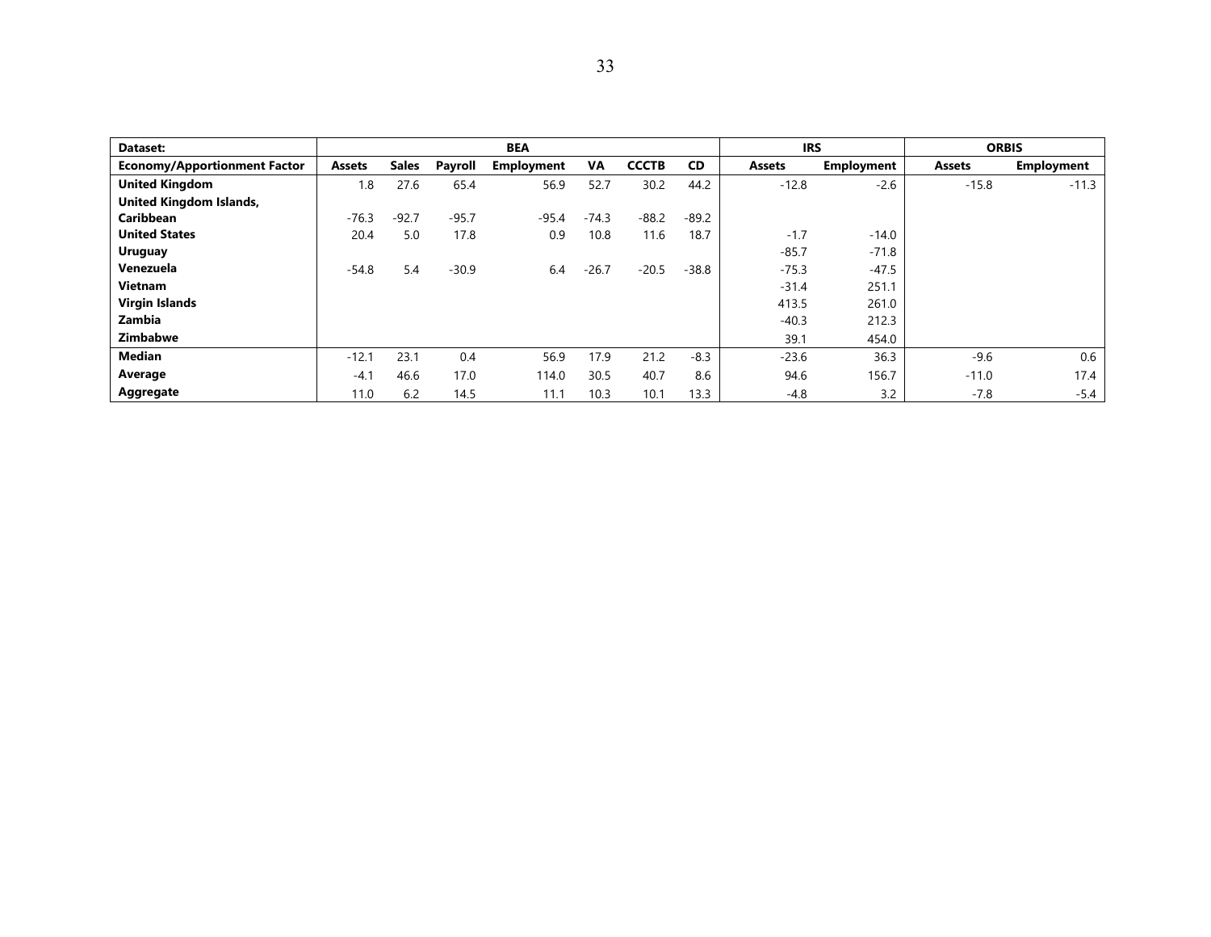| Dataset: | BEA | | | | | | | IRS | | ORBIS | |
|---|---|---|---|---|---|---|---|---|---|---|---|
| **Economy/Apportionment Factor** | **Assets** | **Sales** | **Payroll** | **Employment** | **VA** | **CCCTB** | **CD** | **Assets** | **Employment** | **Assets** | **Employment** |
| **United Kingdom** | 1.8 | 27.6 | 65.4 | 56.9 | 52.7 | 30.2 | 44.2 | -12.8 | -2.6 | -15.8 | -11.3 |
| **United Kingdom Islands, Caribbean** | -76.3 | -92.7 | -95.7 | -95.4 | -74.3 | -88.2 | -89.2 | | | | |
| **United States** | 20.4 | 5.0 | 17.8 | 0.9 | 10.8 | 11.6 | 18.7 | -1.7 | -14.0 | | |
| **Uruguay** | | | | | | | | -85.7 | -71.8 | | |
| **Venezuela** | -54.8 | 5.4 | -30.9 | 6.4 | -26.7 | -20.5 | -38.8 | -75.3 | -47.5 | | |
| **Vietnam** | | | | | | | | -31.4 | 251.1 | | |
| **Virgin Islands** | | | | | | | | 413.5 | 261.0 | | |
| **Zambia** | | | | | | | | -40.3 | 212.3 | | |
| **Zimbabwe** | | | | | | | | 39.1 | 454.0 | | |
| **Median** | -12.1 | 23.1 | 0.4 | 56.9 | 17.9 | 21.2 | -8.3 | -23.6 | 36.3 | -9.6 | 0.6 |
| **Average** | -4.1 | 46.6 | 17.0 | 114.0 | 30.5 | 40.7 | 8.6 | 94.6 | 156.7 | -11.0 | 17.4 |
| **Aggregate** | 11.0 | 6.2 | 14.5 | 11.1 | 10.3 | 10.1 | 13.3 | -4.8 | 3.2 | -7.8 | -5.4 |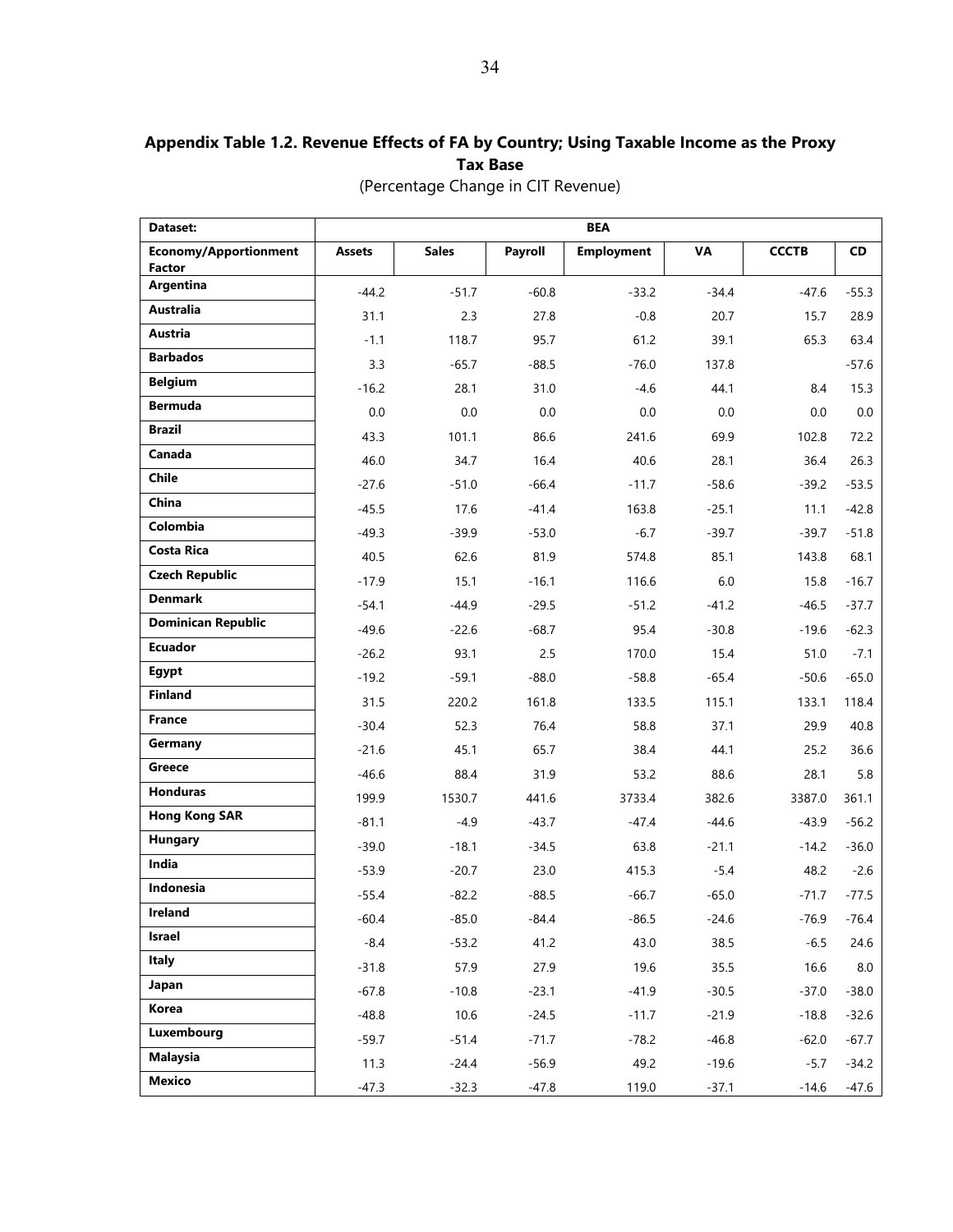**Appendix Table 1.2. Revenue Effects of FA by Country; Using Taxable Income as the Proxy Tax Base**

(Percentage Change in CIT Revenue)

| Dataset: | BEA | | | | | | |
|---|---|---|---|---|---|---|---|
| **Economy/Apportionment Factor** | **Assets** | **Sales** | **Payroll** | **Employment** | **VA** | **CCCTB** | **CD** |
| **Argentina** | -44.2 | -51.7 | -60.8 | -33.2 | -34.4 | -47.6 | -55.3 |
| **Australia** | 31.1 | 2.3 | 27.8 | -0.8 | 20.7 | 15.7 | 28.9 |
| **Austria** | -1.1 | 118.7 | 95.7 | 61.2 | 39.1 | 65.3 | 63.4 |
| **Barbados** | 3.3 | -65.7 | -88.5 | -76.0 | 137.8 | | -57.6 |
| **Belgium** | -16.2 | 28.1 | 31.0 | -4.6 | 44.1 | 8.4 | 15.3 |
| **Bermuda** | 0.0 | 0.0 | 0.0 | 0.0 | 0.0 | 0.0 | 0.0 |
| **Brazil** | 43.3 | 101.1 | 86.6 | 241.6 | 69.9 | 102.8 | 72.2 |
| **Canada** | 46.0 | 34.7 | 16.4 | 40.6 | 28.1 | 36.4 | 26.3 |
| **Chile** | -27.6 | -51.0 | -66.4 | -11.7 | -58.6 | -39.2 | -53.5 |
| **China** | -45.5 | 17.6 | -41.4 | 163.8 | -25.1 | 11.1 | -42.8 |
| **Colombia** | -49.3 | -39.9 | -53.0 | -6.7 | -39.7 | -39.7 | -51.8 |
| **Costa Rica** | 40.5 | 62.6 | 81.9 | 574.8 | 85.1 | 143.8 | 68.1 |
| **Czech Republic** | -17.9 | 15.1 | -16.1 | 116.6 | 6.0 | 15.8 | -16.7 |
| **Denmark** | -54.1 | -44.9 | -29.5 | -51.2 | -41.2 | -46.5 | -37.7 |
| **Dominican Republic** | -49.6 | -22.6 | -68.7 | 95.4 | -30.8 | -19.6 | -62.3 |
| **Ecuador** | -26.2 | 93.1 | 2.5 | 170.0 | 15.4 | 51.0 | -7.1 |
| **Egypt** | -19.2 | -59.1 | -88.0 | -58.8 | -65.4 | -50.6 | -65.0 |
| **Finland** | 31.5 | 220.2 | 161.8 | 133.5 | 115.1 | 133.1 | 118.4 |
| **France** | -30.4 | 52.3 | 76.4 | 58.8 | 37.1 | 29.9 | 40.8 |
| **Germany** | -21.6 | 45.1 | 65.7 | 38.4 | 44.1 | 25.2 | 36.6 |
| **Greece** | -46.6 | 88.4 | 31.9 | 53.2 | 88.6 | 28.1 | 5.8 |
| **Honduras** | 199.9 | 1530.7 | 441.6 | 3733.4 | 382.6 | 3387.0 | 361.1 |
| **Hong Kong SAR** | -81.1 | -4.9 | -43.7 | -47.4 | -44.6 | -43.9 | -56.2 |
| **Hungary** | -39.0 | -18.1 | -34.5 | 63.8 | -21.1 | -14.2 | -36.0 |
| **India** | -53.9 | -20.7 | 23.0 | 415.3 | -5.4 | 48.2 | -2.6 |
| **Indonesia** | -55.4 | -82.2 | -88.5 | -66.7 | -65.0 | -71.7 | -77.5 |
| **Ireland** | -60.4 | -85.0 | -84.4 | -86.5 | -24.6 | -76.9 | -76.4 |
| **Israel** | -8.4 | -53.2 | 41.2 | 43.0 | 38.5 | -6.5 | 24.6 |
| **Italy** | -31.8 | 57.9 | 27.9 | 19.6 | 35.5 | 16.6 | 8.0 |
| **Japan** | -67.8 | -10.8 | -23.1 | -41.9 | -30.5 | -37.0 | -38.0 |
| **Korea** | -48.8 | 10.6 | -24.5 | -11.7 | -21.9 | -18.8 | -32.6 |
| **Luxembourg** | -59.7 | -51.4 | -71.7 | -78.2 | -46.8 | -62.0 | -67.7 |
| **Malaysia** | 11.3 | -24.4 | -56.9 | 49.2 | -19.6 | -5.7 | -34.2 |
| **Mexico** | -47.3 | -32.3 | -47.8 | 119.0 | -37.1 | -14.6 | -47.6 |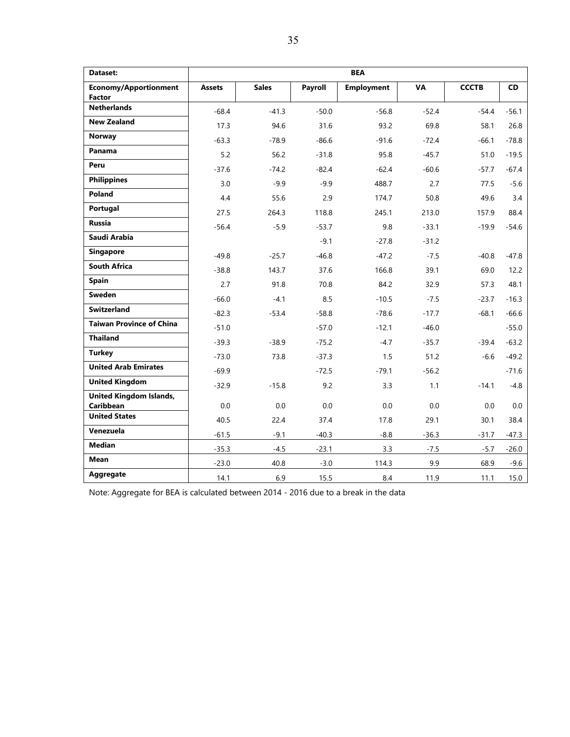| Dataset: | BEA | | | | | | |
|---|---|---|---|---|---|---|---|
| **Economy/Apportionment Factor** | **Assets** | **Sales** | **Payroll** | **Employment** | **VA** | **CCCTB** | **CD** |
| **Netherlands** | -68.4 | -41.3 | -50.0 | -56.8 | -52.4 | -54.4 | -56.1 |
| **New Zealand** | 17.3 | 94.6 | 31.6 | 93.2 | 69.8 | 58.1 | 26.8 |
| **Norway** | -63.3 | -78.9 | -86.6 | -91.6 | -72.4 | -66.1 | -78.8 |
| **Panama** | 5.2 | 56.2 | -31.8 | 95.8 | -45.7 | 51.0 | -19.5 |
| **Peru** | -37.6 | -74.2 | -82.4 | -62.4 | -60.6 | -57.7 | -67.4 |
| **Philippines** | 3.0 | -9.9 | -9.9 | 488.7 | 2.7 | 77.5 | -5.6 |
| **Poland** | 4.4 | 55.6 | 2.9 | 174.7 | 50.8 | 49.6 | 3.4 |
| **Portugal** | 27.5 | 264.3 | 118.8 | 245.1 | 213.0 | 157.9 | 88.4 |
| **Russia** | -56.4 | -5.9 | -53.7 | 9.8 | -33.1 | -19.9 | -54.6 |
| **Saudi Arabia** | | | -9.1 | -27.8 | -31.2 | | |
| **Singapore** | -49.8 | -25.7 | -46.8 | -47.2 | -7.5 | -40.8 | -47.8 |
| **South Africa** | -38.8 | 143.7 | 37.6 | 166.8 | 39.1 | 69.0 | 12.2 |
| **Spain** | 2.7 | 91.8 | 70.8 | 84.2 | 32.9 | 57.3 | 48.1 |
| **Sweden** | -66.0 | -4.1 | 8.5 | -10.5 | -7.5 | -23.7 | -16.3 |
| **Switzerland** | -82.3 | -53.4 | -58.8 | -78.6 | -17.7 | -68.1 | -66.6 |
| **Taiwan Province of China** | -51.0 | | -57.0 | -12.1 | -46.0 | | -55.0 |
| **Thailand** | -39.3 | -38.9 | -75.2 | -4.7 | -35.7 | -39.4 | -63.2 |
| **Turkey** | -73.0 | 73.8 | -37.3 | 1.5 | 51.2 | -6.6 | -49.2 |
| **United Arab Emirates** | -69.9 | | -72.5 | -79.1 | -56.2 | | -71.6 |
| **United Kingdom** | -32.9 | -15.8 | 9.2 | 3.3 | 1.1 | -14.1 | -4.8 |
| **United Kingdom Islands, Caribbean** | 0.0 | 0.0 | 0.0 | 0.0 | 0.0 | 0.0 | 0.0 |
| **United States** | 40.5 | 22.4 | 37.4 | 17.8 | 29.1 | 30.1 | 38.4 |
| **Venezuela** | -61.5 | -9.1 | -40.3 | -8.8 | -36.3 | -31.7 | -47.3 |
| **Median** | -35.3 | -4.5 | -23.1 | 3.3 | -7.5 | -5.7 | -26.0 |
| **Mean** | -23.0 | 40.8 | -3.0 | 114.3 | 9.9 | 68.9 | -9.6 |
| **Aggregate** | 14.1 | 6.9 | 15.5 | 8.4 | 11.9 | 11.1 | 15.0 |

Note: Aggregate for BEA is calculated between 2014 - 2016 due to a break in the data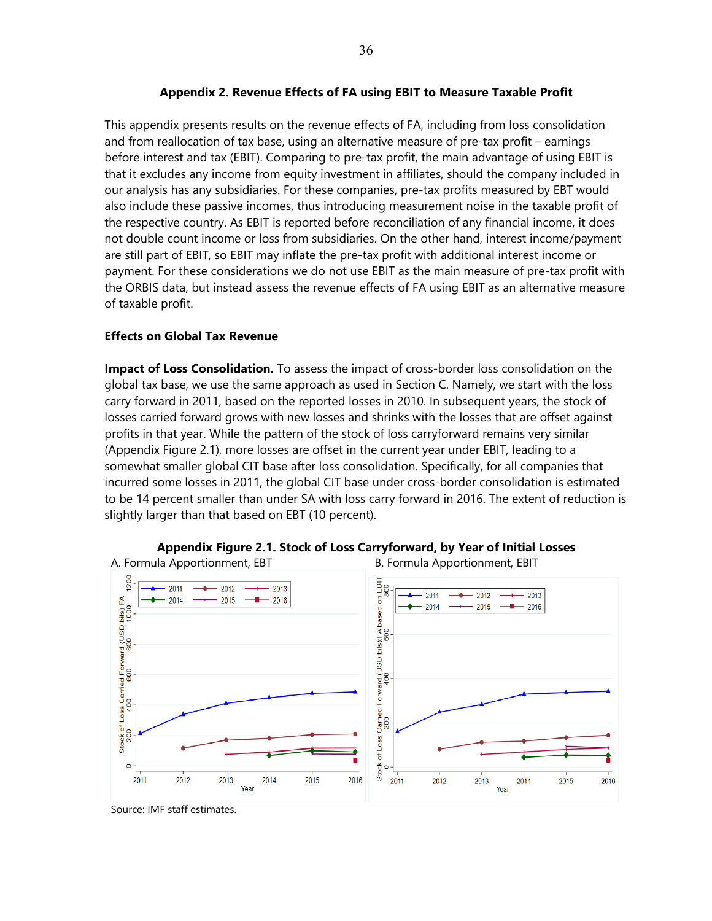## Appendix 2. Revenue Effects of FA using EBIT to Measure Taxable Profit

This appendix presents results on the revenue effects of FA, including from loss consolidation and from reallocation of tax base, using an alternative measure of pre-tax profit – earnings before interest and tax (EBIT). Comparing to pre-tax profit, the main advantage of using EBIT is that it excludes any income from equity investment in affiliates, should the company included in our analysis has any subsidiaries. For these companies, pre-tax profits measured by EBT would also include these passive incomes, thus introducing measurement noise in the taxable profit of the respective country. As EBIT is reported before reconciliation of any financial income, it does not double count income or loss from subsidiaries. On the other hand, interest income/payment are still part of EBIT, so EBIT may inflate the pre-tax profit with additional interest income or payment. For these considerations we do not use EBIT as the main measure of pre-tax profit with the ORBIS data, but instead assess the revenue effects of FA using EBIT as an alternative measure of taxable profit.

### Effects on Global Tax Revenue

**Impact of Loss Consolidation.** To assess the impact of cross-border loss consolidation on the global tax base, we use the same approach as used in Section C. Namely, we start with the loss carry forward in 2011, based on the reported losses in 2010. In subsequent years, the stock of losses carried forward grows with new losses and shrinks with the losses that are offset against profits in that year. While the pattern of the stock of loss carryforward remains very similar (Appendix Figure 2.1), more losses are offset in the current year under EBIT, leading to a somewhat smaller global CIT base after loss consolidation. Specifically, for all companies that incurred some losses in 2011, the global CIT base under cross-border consolidation is estimated to be 14 percent smaller than under SA with loss carry forward in 2016. The extent of reduction is slightly larger than that based on EBT (10 percent).

**Appendix Figure 2.1. Stock of Loss Carryforward, by Year of Initial Losses**

A. Formula Apportionment, EBT

B. Formula Apportionment, EBIT

Source: IMF staff estimates.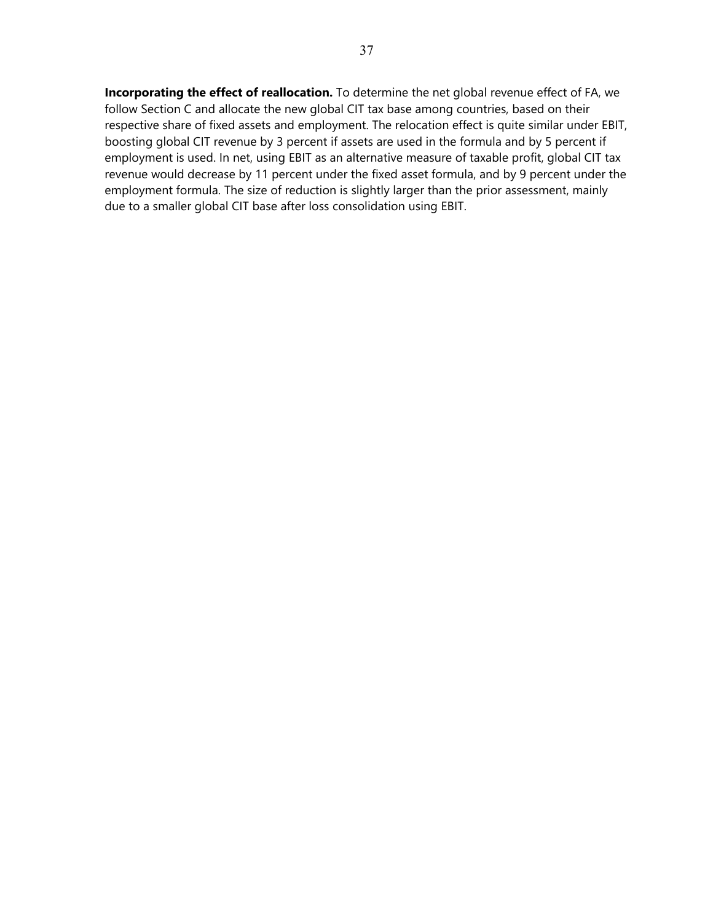**Incorporating the effect of reallocation.** To determine the net global revenue effect of FA, we follow Section C and allocate the new global CIT tax base among countries, based on their respective share of fixed assets and employment. The relocation effect is quite similar under EBIT, boosting global CIT revenue by 3 percent if assets are used in the formula and by 5 percent if employment is used. In net, using EBIT as an alternative measure of taxable profit, global CIT tax revenue would decrease by 11 percent under the fixed asset formula, and by 9 percent under the employment formula. The size of reduction is slightly larger than the prior assessment, mainly due to a smaller global CIT base after loss consolidation using EBIT.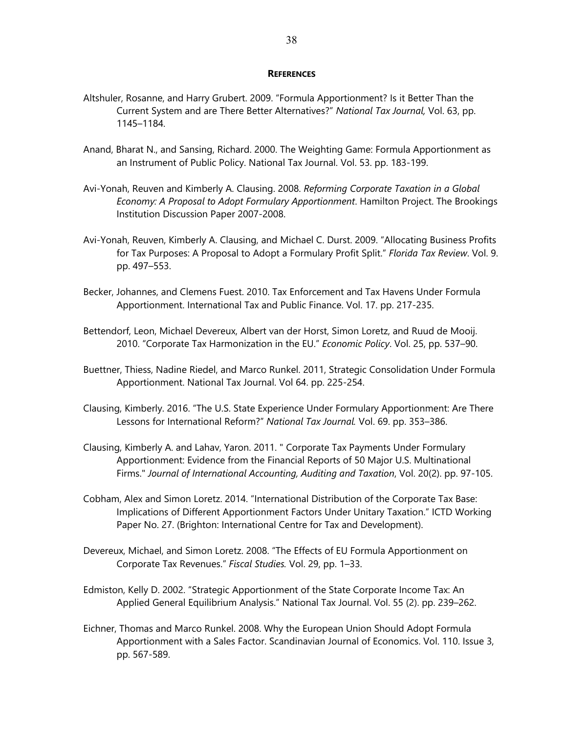## **References**

Altshuler, Rosanne, and Harry Grubert. 2009. "Formula Apportionment? Is it Better Than the Current System and are There Better Alternatives?" *National Tax Journal,* Vol. 63, pp. 1145–1184.

Anand, Bharat N., and Sansing, Richard. 2000. The Weighting Game: Formula Apportionment as an Instrument of Public Policy. National Tax Journal. Vol. 53. pp. 183-199.

Avi-Yonah, Reuven and Kimberly A. Clausing. 2008. *Reforming Corporate Taxation in a Global Economy: A Proposal to Adopt Formulary Apportionment*. Hamilton Project. The Brookings Institution Discussion Paper 2007-2008.

Avi-Yonah, Reuven, Kimberly A. Clausing, and Michael C. Durst. 2009. "Allocating Business Profits for Tax Purposes: A Proposal to Adopt a Formulary Profit Split." *Florida Tax Review*. Vol. 9. pp. 497–553.

Becker, Johannes, and Clemens Fuest. 2010. Tax Enforcement and Tax Havens Under Formula Apportionment. International Tax and Public Finance. Vol. 17. pp. 217-235.

Bettendorf, Leon, Michael Devereux, Albert van der Horst, Simon Loretz, and Ruud de Mooij. 2010. "Corporate Tax Harmonization in the EU." *Economic Policy*. Vol. 25, pp. 537–90.

Buettner, Thiess, Nadine Riedel, and Marco Runkel. 2011, Strategic Consolidation Under Formula Apportionment. National Tax Journal. Vol 64. pp. 225-254.

Clausing, Kimberly. 2016. "The U.S. State Experience Under Formulary Apportionment: Are There Lessons for International Reform?" *National Tax Journal.* Vol. 69. pp. 353–386.

Clausing, Kimberly A. and Lahav, Yaron. 2011. " Corporate Tax Payments Under Formulary Apportionment: Evidence from the Financial Reports of 50 Major U.S. Multinational Firms." *Journal of International Accounting, Auditing and Taxation*, Vol. 20(2). pp. 97-105.

Cobham, Alex and Simon Loretz. 2014. "International Distribution of the Corporate Tax Base: Implications of Different Apportionment Factors Under Unitary Taxation." ICTD Working Paper No. 27. (Brighton: International Centre for Tax and Development).

Devereux, Michael, and Simon Loretz. 2008. "The Effects of EU Formula Apportionment on Corporate Tax Revenues." *Fiscal Studies.* Vol. 29, pp. 1–33.

Edmiston, Kelly D. 2002. "Strategic Apportionment of the State Corporate Income Tax: An Applied General Equilibrium Analysis." National Tax Journal. Vol. 55 (2). pp. 239–262.

Eichner, Thomas and Marco Runkel. 2008. Why the European Union Should Adopt Formula Apportionment with a Sales Factor. Scandinavian Journal of Economics. Vol. 110. Issue 3, pp. 567-589.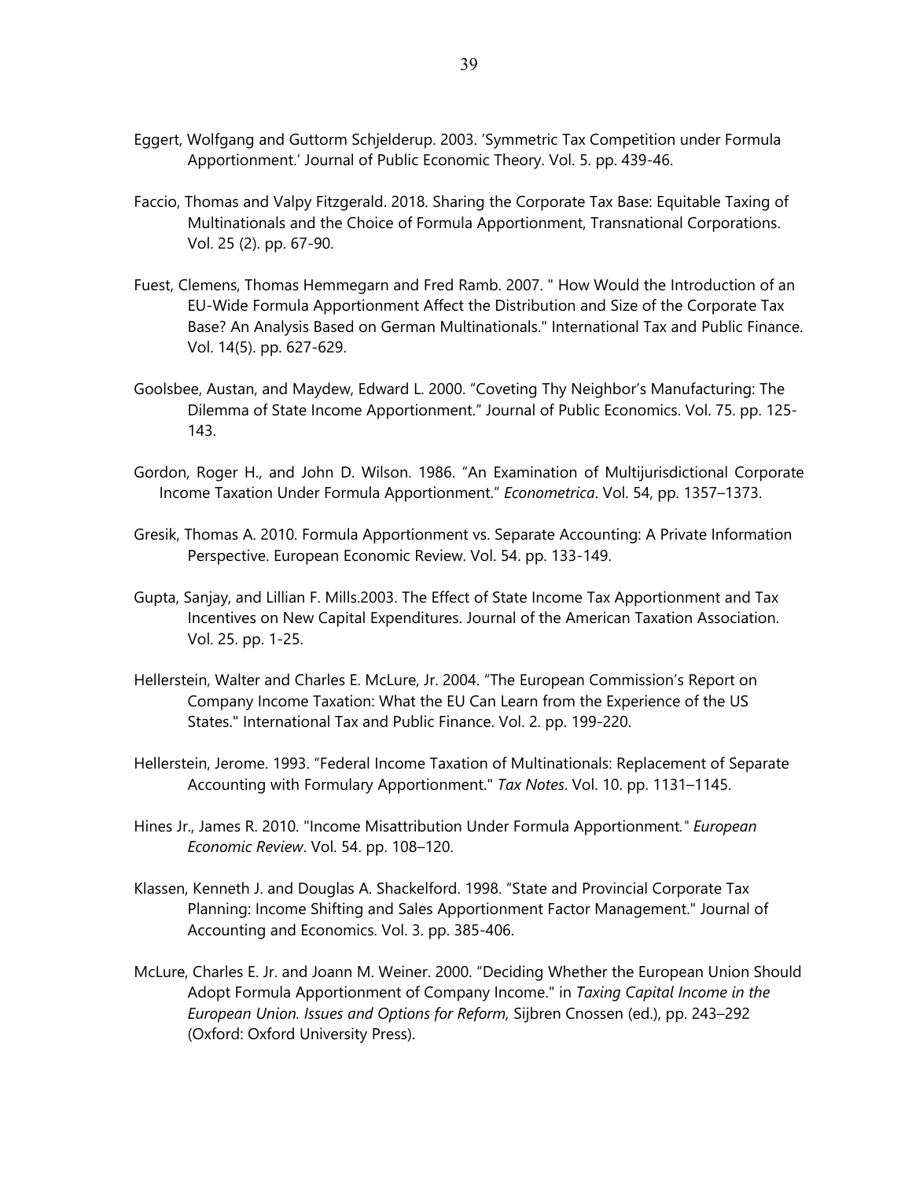Eggert, Wolfgang and Guttorm Schjelderup. 2003. 'Symmetric Tax Competition under Formula Apportionment.' Journal of Public Economic Theory. Vol. 5. pp. 439-46.

Faccio, Thomas and Valpy Fitzgerald. 2018. Sharing the Corporate Tax Base: Equitable Taxing of Multinationals and the Choice of Formula Apportionment, Transnational Corporations. Vol. 25 (2). pp. 67-90.

Fuest, Clemens, Thomas Hemmegarn and Fred Ramb. 2007. " How Would the Introduction of an EU-Wide Formula Apportionment Affect the Distribution and Size of the Corporate Tax Base? An Analysis Based on German Multinationals." International Tax and Public Finance. Vol. 14(5). pp. 627-629.

Goolsbee, Austan, and Maydew, Edward L. 2000. "Coveting Thy Neighbor's Manufacturing: The Dilemma of State Income Apportionment." Journal of Public Economics. Vol. 75. pp. 125-143.

Gordon, Roger H., and John D. Wilson. 1986. "An Examination of Multijurisdictional Corporate Income Taxation Under Formula Apportionment." *Econometrica*. Vol. 54, pp. 1357–1373.

Gresik, Thomas A. 2010. Formula Apportionment vs. Separate Accounting: A Private Information Perspective. European Economic Review. Vol. 54. pp. 133-149.

Gupta, Sanjay, and Lillian F. Mills.2003. The Effect of State Income Tax Apportionment and Tax Incentives on New Capital Expenditures. Journal of the American Taxation Association. Vol. 25. pp. 1-25.

Hellerstein, Walter and Charles E. McLure, Jr. 2004. "The European Commission's Report on Company Income Taxation: What the EU Can Learn from the Experience of the US States." International Tax and Public Finance. Vol. 2. pp. 199-220.

Hellerstein, Jerome. 1993. "Federal Income Taxation of Multinationals: Replacement of Separate Accounting with Formulary Apportionment." *Tax Notes*. Vol. 10. pp. 1131–1145.

Hines Jr., James R. 2010. "Income Misattribution Under Formula Apportionment." *European Economic Review*. Vol. 54. pp. 108–120.

Klassen, Kenneth J. and Douglas A. Shackelford. 1998. "State and Provincial Corporate Tax Planning: Income Shifting and Sales Apportionment Factor Management." Journal of Accounting and Economics. Vol. 3. pp. 385-406.

McLure, Charles E. Jr. and Joann M. Weiner. 2000. "Deciding Whether the European Union Should Adopt Formula Apportionment of Company Income." in *Taxing Capital Income in the European Union. Issues and Options for Reform,* Sijbren Cnossen (ed.), pp. 243–292 (Oxford: Oxford University Press).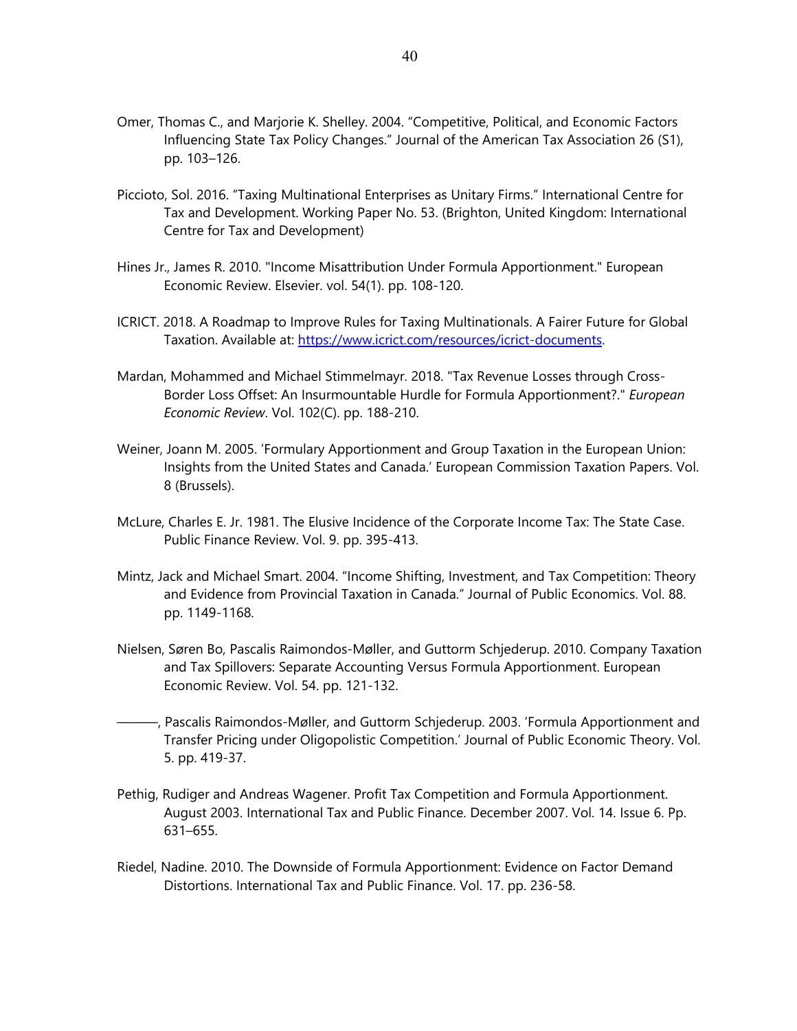Omer, Thomas C., and Marjorie K. Shelley. 2004. "Competitive, Political, and Economic Factors Influencing State Tax Policy Changes." Journal of the American Tax Association 26 (S1), pp. 103–126.

Picciotto, Sol. 2016. "Taxing Multinational Enterprises as Unitary Firms." International Centre for Tax and Development. Working Paper No. 53. (Brighton, United Kingdom: International Centre for Tax and Development)

Hines Jr., James R. 2010. "Income Misattribution Under Formula Apportionment." European Economic Review. Elsevier. vol. 54(1). pp. 108-120.

ICRICT. 2018. A Roadmap to Improve Rules for Taxing Multinationals. A Fairer Future for Global Taxation. Available at: https://www.icrict.com/resources/icrict-documents.

Mardan, Mohammed and Michael Stimmelmayr. 2018. "Tax Revenue Losses through Cross-Border Loss Offset: An Insurmountable Hurdle for Formula Apportionment?." *European Economic Review*. Vol. 102(C). pp. 188-210.

Weiner, Joann M. 2005. 'Formulary Apportionment and Group Taxation in the European Union: Insights from the United States and Canada.' European Commission Taxation Papers. Vol. 8 (Brussels).

McLure, Charles E. Jr. 1981. The Elusive Incidence of the Corporate Income Tax: The State Case. Public Finance Review. Vol. 9. pp. 395-413.

Mintz, Jack and Michael Smart. 2004. "Income Shifting, Investment, and Tax Competition: Theory and Evidence from Provincial Taxation in Canada." Journal of Public Economics. Vol. 88. pp. 1149-1168.

Nielsen, Søren Bo, Pascalis Raimondos-Møller, and Guttorm Schjederup. 2010. Company Taxation and Tax Spillovers: Separate Accounting Versus Formula Apportionment. European Economic Review. Vol. 54. pp. 121-132.

———, Pascalis Raimondos-Møller, and Guttorm Schjederup. 2003. 'Formula Apportionment and Transfer Pricing under Oligopolistic Competition.' Journal of Public Economic Theory. Vol. 5. pp. 419-37.

Pethig, Rudiger and Andreas Wagener. Profit Tax Competition and Formula Apportionment. August 2003. International Tax and Public Finance. December 2007. Vol. 14. Issue 6. Pp. 631–655.

Riedel, Nadine. 2010. The Downside of Formula Apportionment: Evidence on Factor Demand Distortions. International Tax and Public Finance. Vol. 17. pp. 236-58.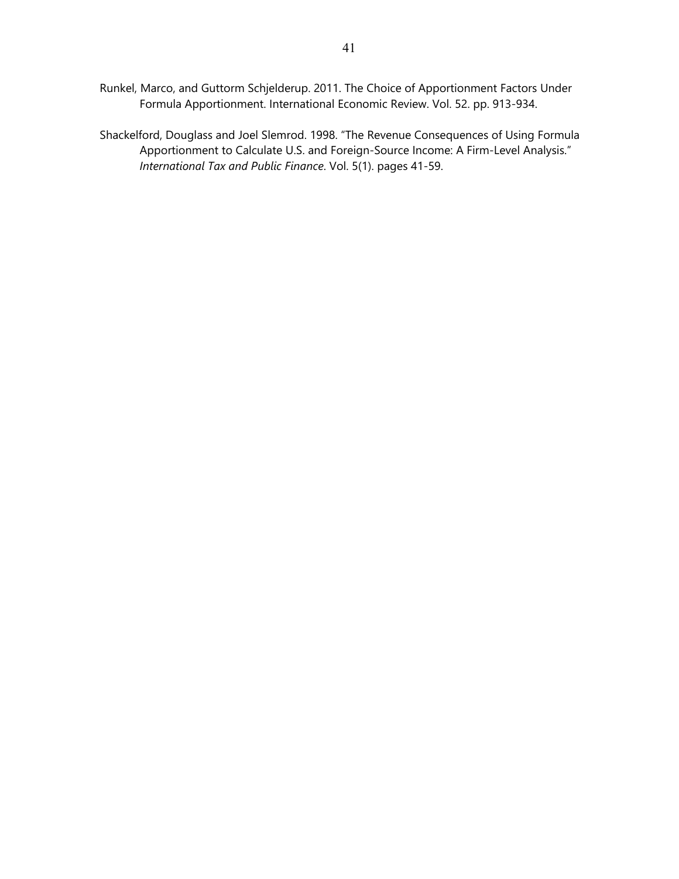Runkel, Marco, and Guttorm Schjelderup. 2011. The Choice of Apportionment Factors Under Formula Apportionment. International Economic Review. Vol. 52. pp. 913-934.

Shackelford, Douglass and Joel Slemrod. 1998. "The Revenue Consequences of Using Formula Apportionment to Calculate U.S. and Foreign-Source Income: A Firm-Level Analysis." *International Tax and Public Finance*. Vol. 5(1). pages 41-59.